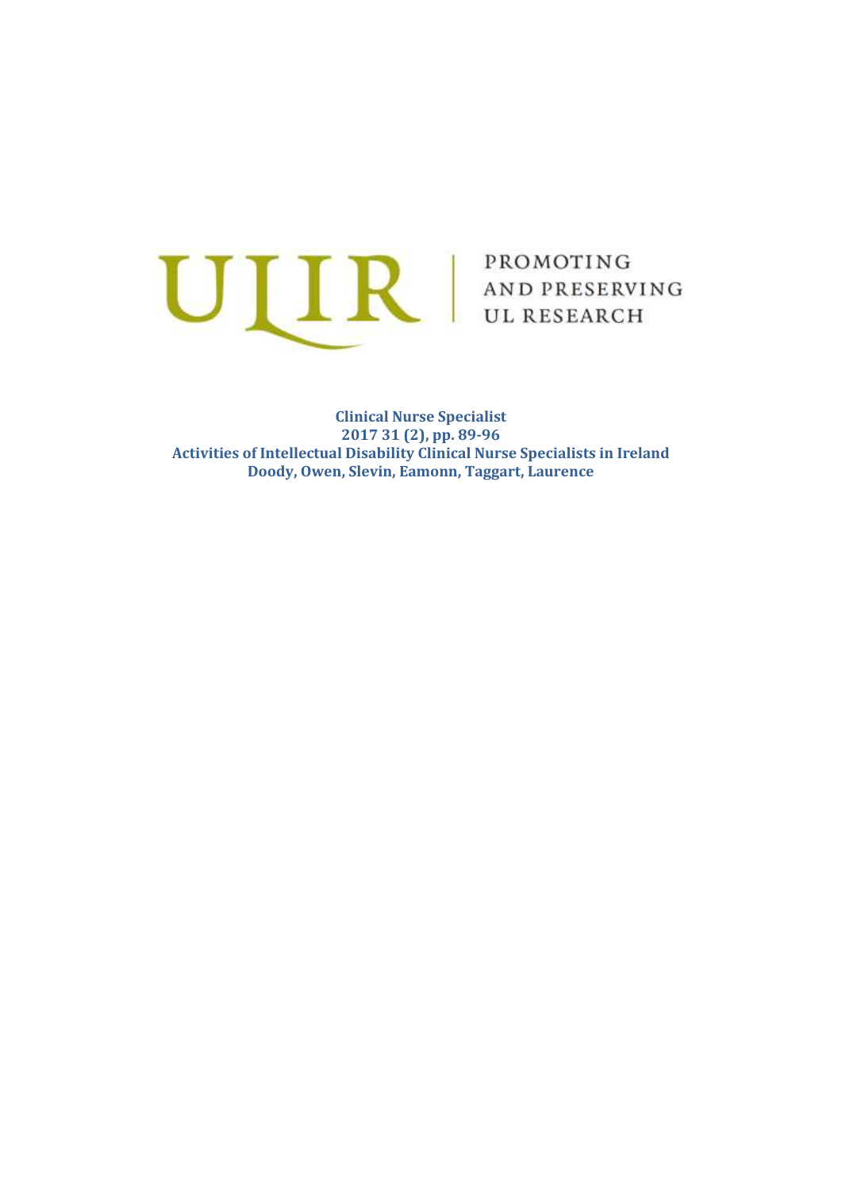ULIR | PROMOTING AND PRESERVING UL RESEARCH

**Clinical Nurse Specialist**
**2017 31 (2), pp. 89-96**
**Activities of Intellectual Disability Clinical Nurse Specialists in Ireland**
**Doody, Owen, Slevin, Eamonn, Taggart, Laurence**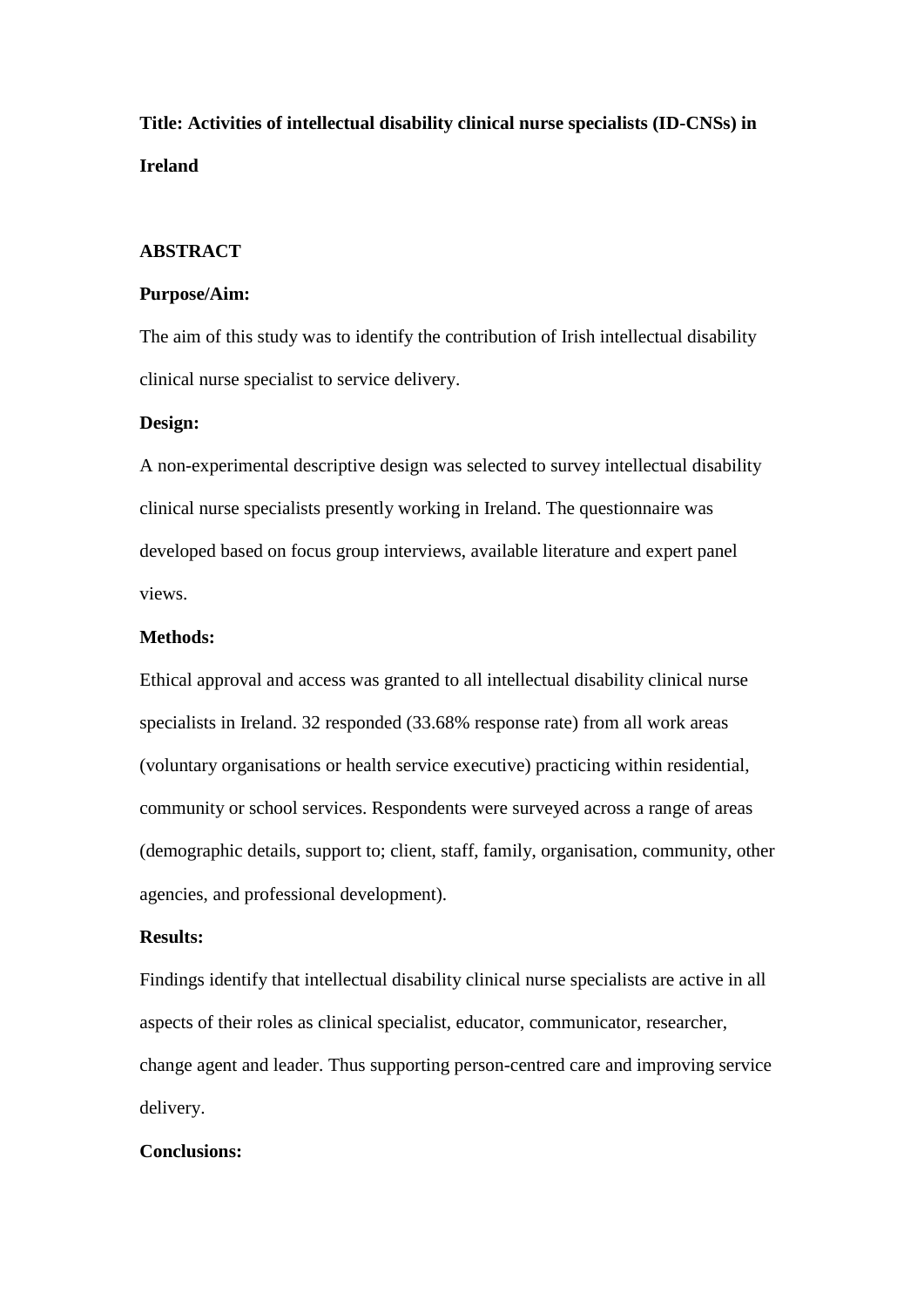**Title: Activities of intellectual disability clinical nurse specialists (ID-CNSs) in Ireland**

## ABSTRACT

**Purpose/Aim:**

The aim of this study was to identify the contribution of Irish intellectual disability clinical nurse specialist to service delivery.

**Design:**

A non-experimental descriptive design was selected to survey intellectual disability clinical nurse specialists presently working in Ireland. The questionnaire was developed based on focus group interviews, available literature and expert panel views.

**Methods:**

Ethical approval and access was granted to all intellectual disability clinical nurse specialists in Ireland. 32 responded (33.68% response rate) from all work areas (voluntary organisations or health service executive) practicing within residential, community or school services. Respondents were surveyed across a range of areas (demographic details, support to; client, staff, family, organisation, community, other agencies, and professional development).

**Results:**

Findings identify that intellectual disability clinical nurse specialists are active in all aspects of their roles as clinical specialist, educator, communicator, researcher, change agent and leader. Thus supporting person-centred care and improving service delivery.

**Conclusions:**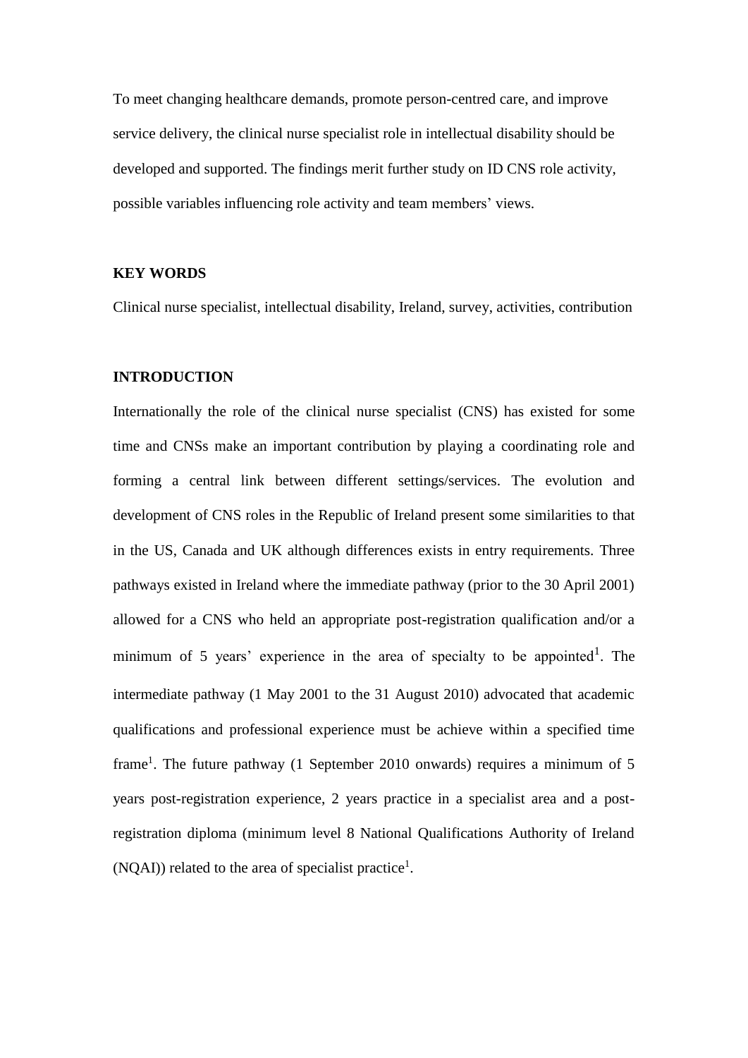To meet changing healthcare demands, promote person-centred care, and improve service delivery, the clinical nurse specialist role in intellectual disability should be developed and supported. The findings merit further study on ID CNS role activity, possible variables influencing role activity and team members' views.

## KEY WORDS

Clinical nurse specialist, intellectual disability, Ireland, survey, activities, contribution

## INTRODUCTION

Internationally the role of the clinical nurse specialist (CNS) has existed for some time and CNSs make an important contribution by playing a coordinating role and forming a central link between different settings/services. The evolution and development of CNS roles in the Republic of Ireland present some similarities to that in the US, Canada and UK although differences exists in entry requirements. Three pathways existed in Ireland where the immediate pathway (prior to the 30 April 2001) allowed for a CNS who held an appropriate post-registration qualification and/or a minimum of 5 years' experience in the area of specialty to be appointed[1]. The intermediate pathway (1 May 2001 to the 31 August 2010) advocated that academic qualifications and professional experience must be achieve within a specified time frame[1]. The future pathway (1 September 2010 onwards) requires a minimum of 5 years post-registration experience, 2 years practice in a specialist area and a post-registration diploma (minimum level 8 National Qualifications Authority of Ireland (NQAI)) related to the area of specialist practice[1].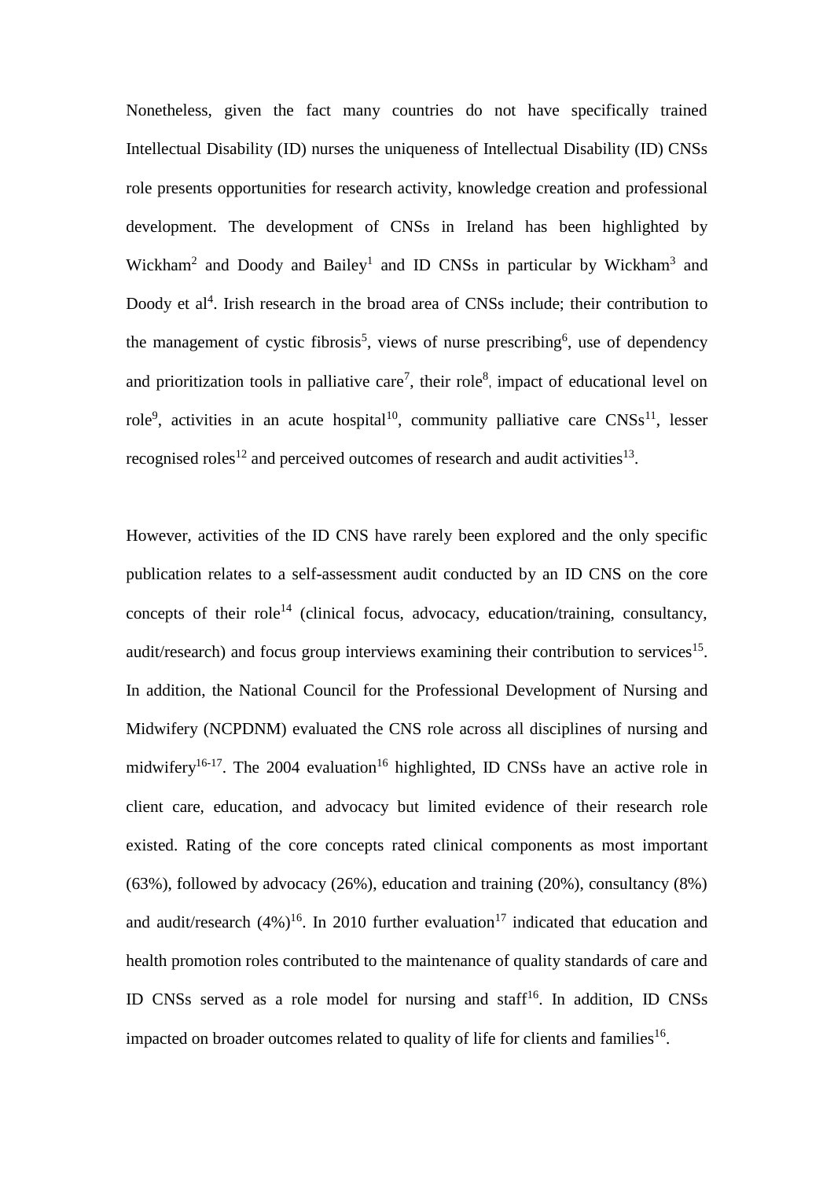Nonetheless, given the fact many countries do not have specifically trained Intellectual Disability (ID) nurses the uniqueness of Intellectual Disability (ID) CNSs role presents opportunities for research activity, knowledge creation and professional development. The development of CNSs in Ireland has been highlighted by Wickham[2] and Doody and Bailey[1] and ID CNSs in particular by Wickham[3] and Doody et al[4]. Irish research in the broad area of CNSs include; their contribution to the management of cystic fibrosis[5], views of nurse prescribing[6], use of dependency and prioritization tools in palliative care[7], their role[8], impact of educational level on role[9], activities in an acute hospital[10], community palliative care CNSs[11], lesser recognised roles[12] and perceived outcomes of research and audit activities[13].

However, activities of the ID CNS have rarely been explored and the only specific publication relates to a self-assessment audit conducted by an ID CNS on the core concepts of their role[14] (clinical focus, advocacy, education/training, consultancy, audit/research) and focus group interviews examining their contribution to services[15]. In addition, the National Council for the Professional Development of Nursing and Midwifery (NCPDNM) evaluated the CNS role across all disciplines of nursing and midwifery[16-17]. The 2004 evaluation[16] highlighted, ID CNSs have an active role in client care, education, and advocacy but limited evidence of their research role existed. Rating of the core concepts rated clinical components as most important (63%), followed by advocacy (26%), education and training (20%), consultancy (8%) and audit/research (4%)[16]. In 2010 further evaluation[17] indicated that education and health promotion roles contributed to the maintenance of quality standards of care and ID CNSs served as a role model for nursing and staff[16]. In addition, ID CNSs impacted on broader outcomes related to quality of life for clients and families[16].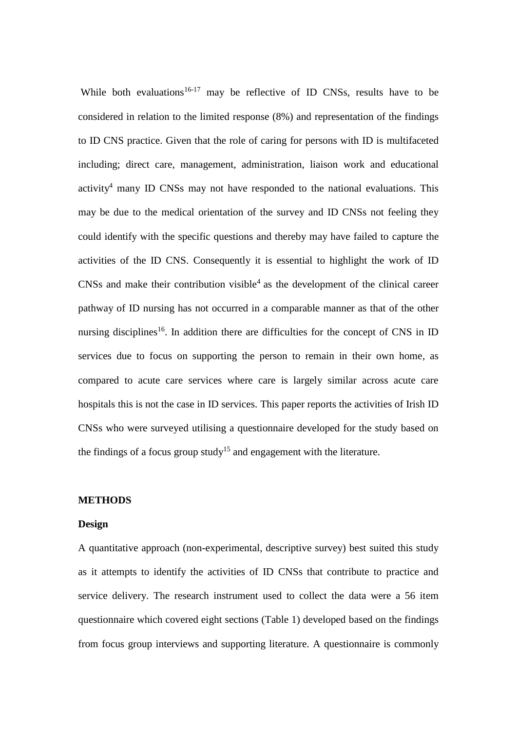While both evaluations[16-17] may be reflective of ID CNSs, results have to be considered in relation to the limited response (8%) and representation of the findings to ID CNS practice. Given that the role of caring for persons with ID is multifaceted including; direct care, management, administration, liaison work and educational activity[4] many ID CNSs may not have responded to the national evaluations. This may be due to the medical orientation of the survey and ID CNSs not feeling they could identify with the specific questions and thereby may have failed to capture the activities of the ID CNS. Consequently it is essential to highlight the work of ID CNSs and make their contribution visible[4] as the development of the clinical career pathway of ID nursing has not occurred in a comparable manner as that of the other nursing disciplines[16]. In addition there are difficulties for the concept of CNS in ID services due to focus on supporting the person to remain in their own home, as compared to acute care services where care is largely similar across acute care hospitals this is not the case in ID services. This paper reports the activities of Irish ID CNSs who were surveyed utilising a questionnaire developed for the study based on the findings of a focus group study[15] and engagement with the literature.

## METHODS

### Design

A quantitative approach (non-experimental, descriptive survey) best suited this study as it attempts to identify the activities of ID CNSs that contribute to practice and service delivery. The research instrument used to collect the data were a 56 item questionnaire which covered eight sections (Table 1) developed based on the findings from focus group interviews and supporting literature. A questionnaire is commonly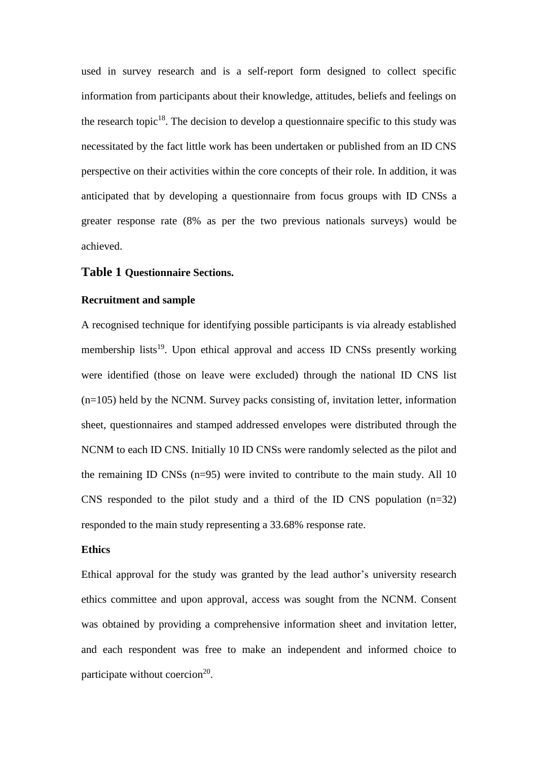used in survey research and is a self-report form designed to collect specific information from participants about their knowledge, attitudes, beliefs and feelings on the research topic[18]. The decision to develop a questionnaire specific to this study was necessitated by the fact little work has been undertaken or published from an ID CNS perspective on their activities within the core concepts of their role. In addition, it was anticipated that by developing a questionnaire from focus groups with ID CNSs a greater response rate (8% as per the two previous nationals surveys) would be achieved.

**Table 1 Questionnaire Sections.**

### Recruitment and sample

A recognised technique for identifying possible participants is via already established membership lists[19]. Upon ethical approval and access ID CNSs presently working were identified (those on leave were excluded) through the national ID CNS list (n=105) held by the NCNM. Survey packs consisting of, invitation letter, information sheet, questionnaires and stamped addressed envelopes were distributed through the NCNM to each ID CNS. Initially 10 ID CNSs were randomly selected as the pilot and the remaining ID CNSs (n=95) were invited to contribute to the main study. All 10 CNS responded to the pilot study and a third of the ID CNS population (n=32) responded to the main study representing a 33.68% response rate.

### Ethics

Ethical approval for the study was granted by the lead author's university research ethics committee and upon approval, access was sought from the NCNM. Consent was obtained by providing a comprehensive information sheet and invitation letter, and each respondent was free to make an independent and informed choice to participate without coercion[20].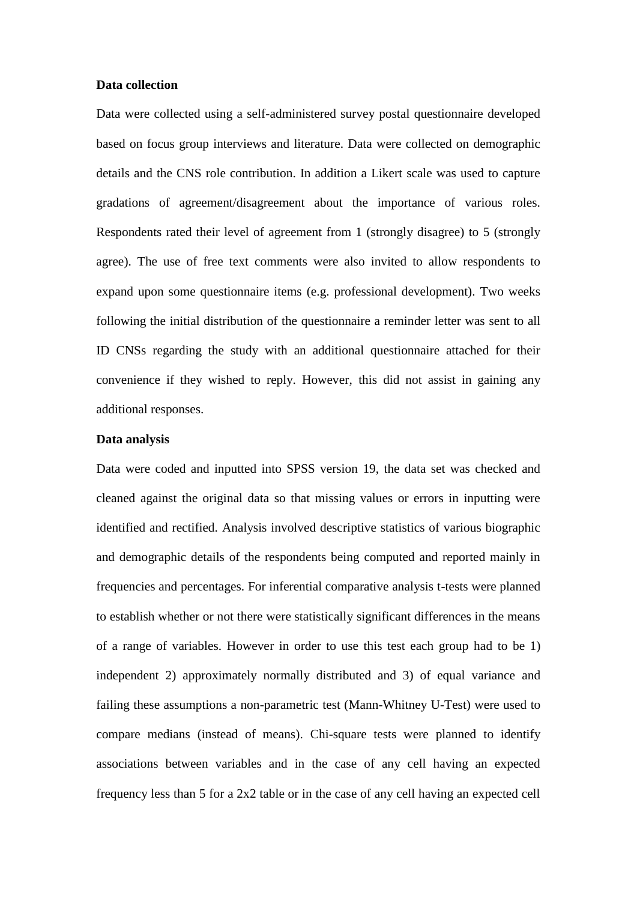**Data collection**

Data were collected using a self-administered survey postal questionnaire developed based on focus group interviews and literature. Data were collected on demographic details and the CNS role contribution. In addition a Likert scale was used to capture gradations of agreement/disagreement about the importance of various roles. Respondents rated their level of agreement from 1 (strongly disagree) to 5 (strongly agree). The use of free text comments were also invited to allow respondents to expand upon some questionnaire items (e.g. professional development). Two weeks following the initial distribution of the questionnaire a reminder letter was sent to all ID CNSs regarding the study with an additional questionnaire attached for their convenience if they wished to reply. However, this did not assist in gaining any additional responses.

**Data analysis**

Data were coded and inputted into SPSS version 19, the data set was checked and cleaned against the original data so that missing values or errors in inputting were identified and rectified. Analysis involved descriptive statistics of various biographic and demographic details of the respondents being computed and reported mainly in frequencies and percentages. For inferential comparative analysis t-tests were planned to establish whether or not there were statistically significant differences in the means of a range of variables. However in order to use this test each group had to be 1) independent 2) approximately normally distributed and 3) of equal variance and failing these assumptions a non-parametric test (Mann-Whitney U-Test) were used to compare medians (instead of means). Chi-square tests were planned to identify associations between variables and in the case of any cell having an expected frequency less than 5 for a 2x2 table or in the case of any cell having an expected cell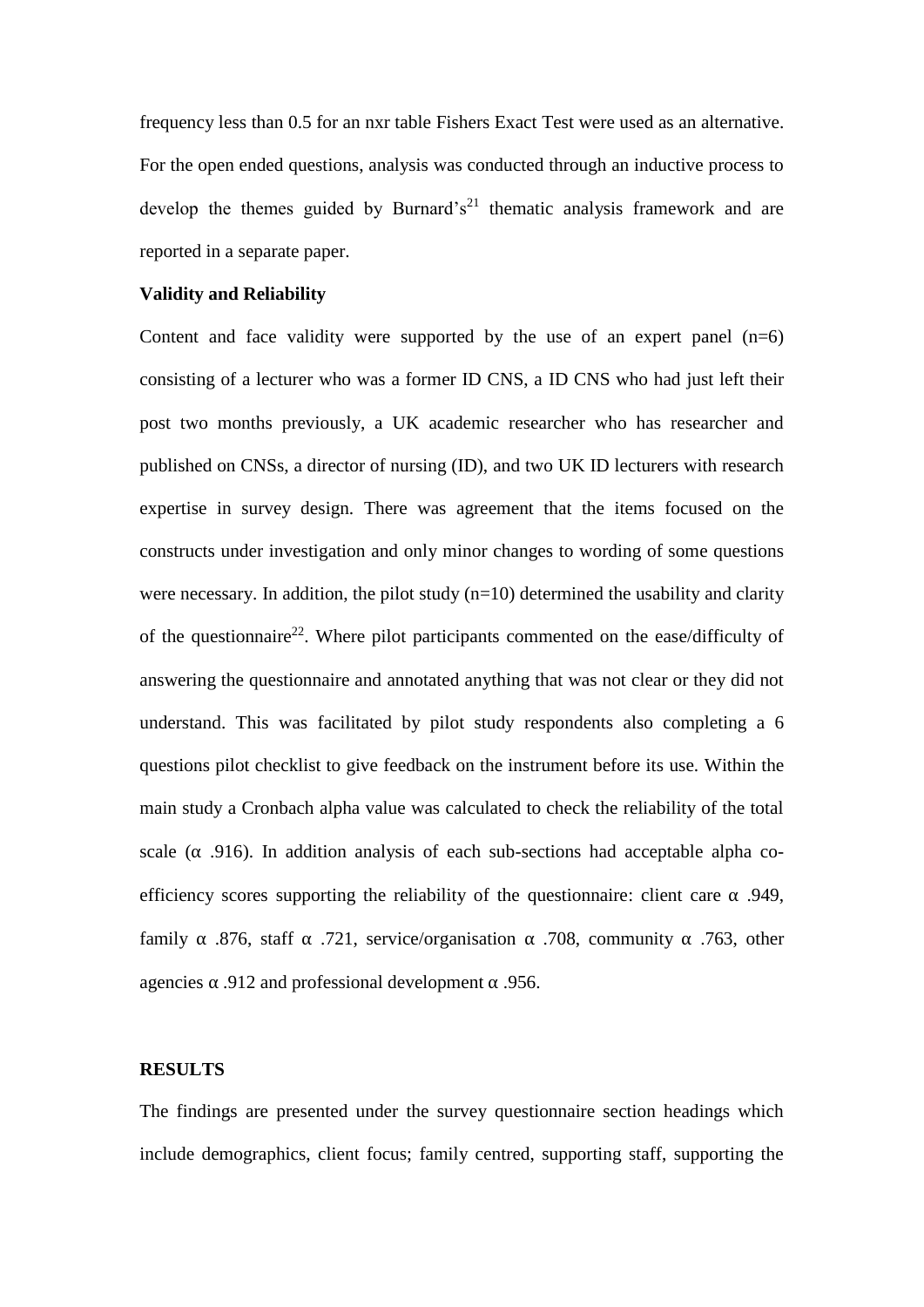frequency less than 0.5 for an nxr table Fishers Exact Test were used as an alternative. For the open ended questions, analysis was conducted through an inductive process to develop the themes guided by Burnard's[21] thematic analysis framework and are reported in a separate paper.

**Validity and Reliability**

Content and face validity were supported by the use of an expert panel (n=6) consisting of a lecturer who was a former ID CNS, a ID CNS who had just left their post two months previously, a UK academic researcher who has researcher and published on CNSs, a director of nursing (ID), and two UK ID lecturers with research expertise in survey design. There was agreement that the items focused on the constructs under investigation and only minor changes to wording of some questions were necessary. In addition, the pilot study (n=10) determined the usability and clarity of the questionnaire[22]. Where pilot participants commented on the ease/difficulty of answering the questionnaire and annotated anything that was not clear or they did not understand. This was facilitated by pilot study respondents also completing a 6 questions pilot checklist to give feedback on the instrument before its use. Within the main study a Cronbach alpha value was calculated to check the reliability of the total scale ($\alpha$ .916). In addition analysis of each sub-sections had acceptable alpha co-efficiency scores supporting the reliability of the questionnaire: client care $\alpha$ .949, family $\alpha$ .876, staff $\alpha$ .721, service/organisation $\alpha$ .708, community $\alpha$ .763, other agencies $\alpha$ .912 and professional development $\alpha$ .956.

**RESULTS**

The findings are presented under the survey questionnaire section headings which include demographics, client focus; family centred, supporting staff, supporting the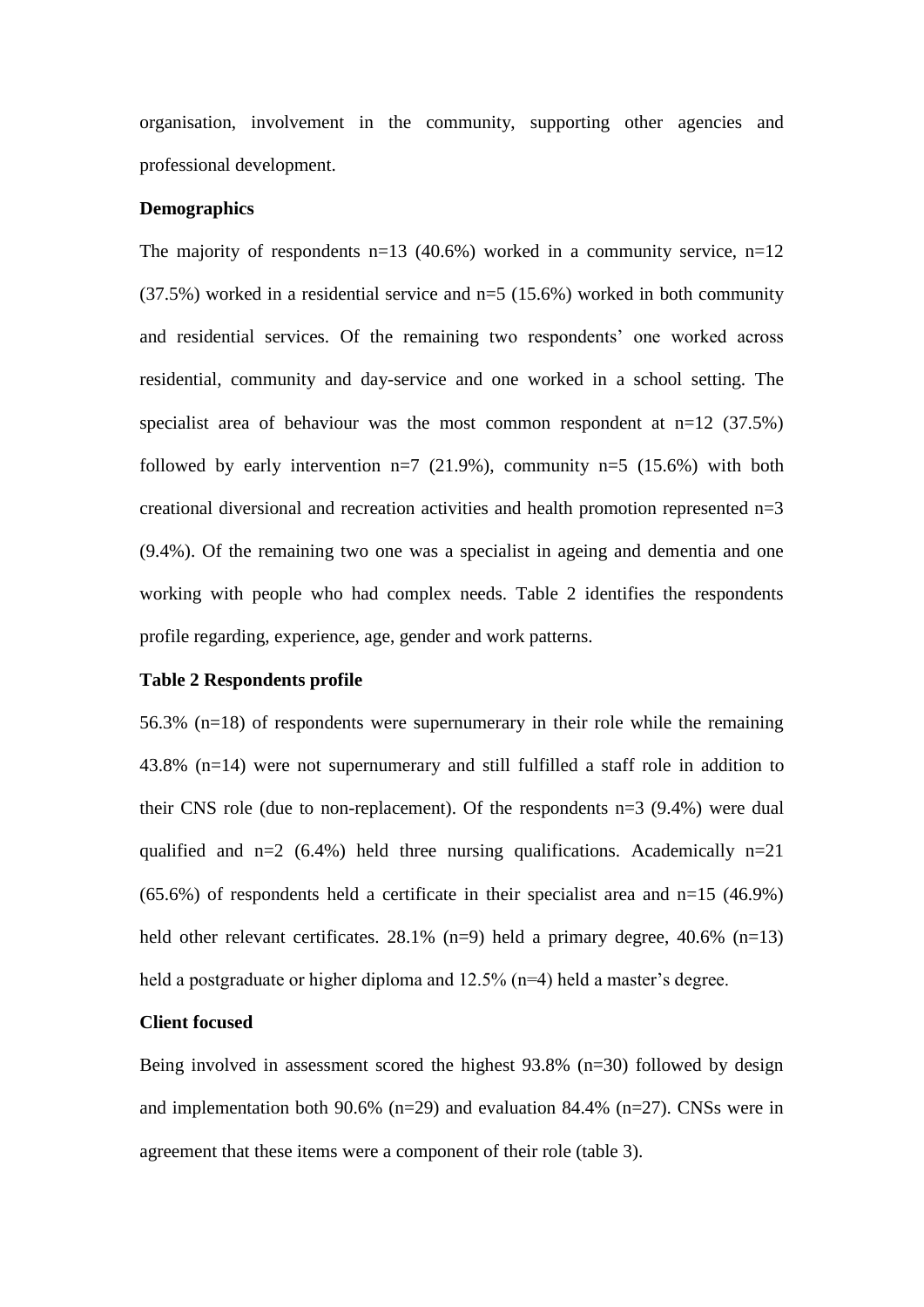organisation, involvement in the community, supporting other agencies and professional development.

**Demographics**

The majority of respondents n=13 (40.6%) worked in a community service, n=12 (37.5%) worked in a residential service and n=5 (15.6%) worked in both community and residential services. Of the remaining two respondents' one worked across residential, community and day-service and one worked in a school setting. The specialist area of behaviour was the most common respondent at n=12 (37.5%) followed by early intervention n=7 (21.9%), community n=5 (15.6%) with both creational diversional and recreation activities and health promotion represented n=3 (9.4%). Of the remaining two one was a specialist in ageing and dementia and one working with people who had complex needs. Table 2 identifies the respondents profile regarding, experience, age, gender and work patterns.

**Table 2 Respondents profile**

56.3% (n=18) of respondents were supernumerary in their role while the remaining 43.8% (n=14) were not supernumerary and still fulfilled a staff role in addition to their CNS role (due to non-replacement). Of the respondents n=3 (9.4%) were dual qualified and n=2 (6.4%) held three nursing qualifications. Academically n=21 (65.6%) of respondents held a certificate in their specialist area and n=15 (46.9%) held other relevant certificates. 28.1% (n=9) held a primary degree, 40.6% (n=13) held a postgraduate or higher diploma and 12.5% (n=4) held a master's degree.

**Client focused**

Being involved in assessment scored the highest 93.8% (n=30) followed by design and implementation both 90.6% (n=29) and evaluation 84.4% (n=27). CNSs were in agreement that these items were a component of their role (table 3).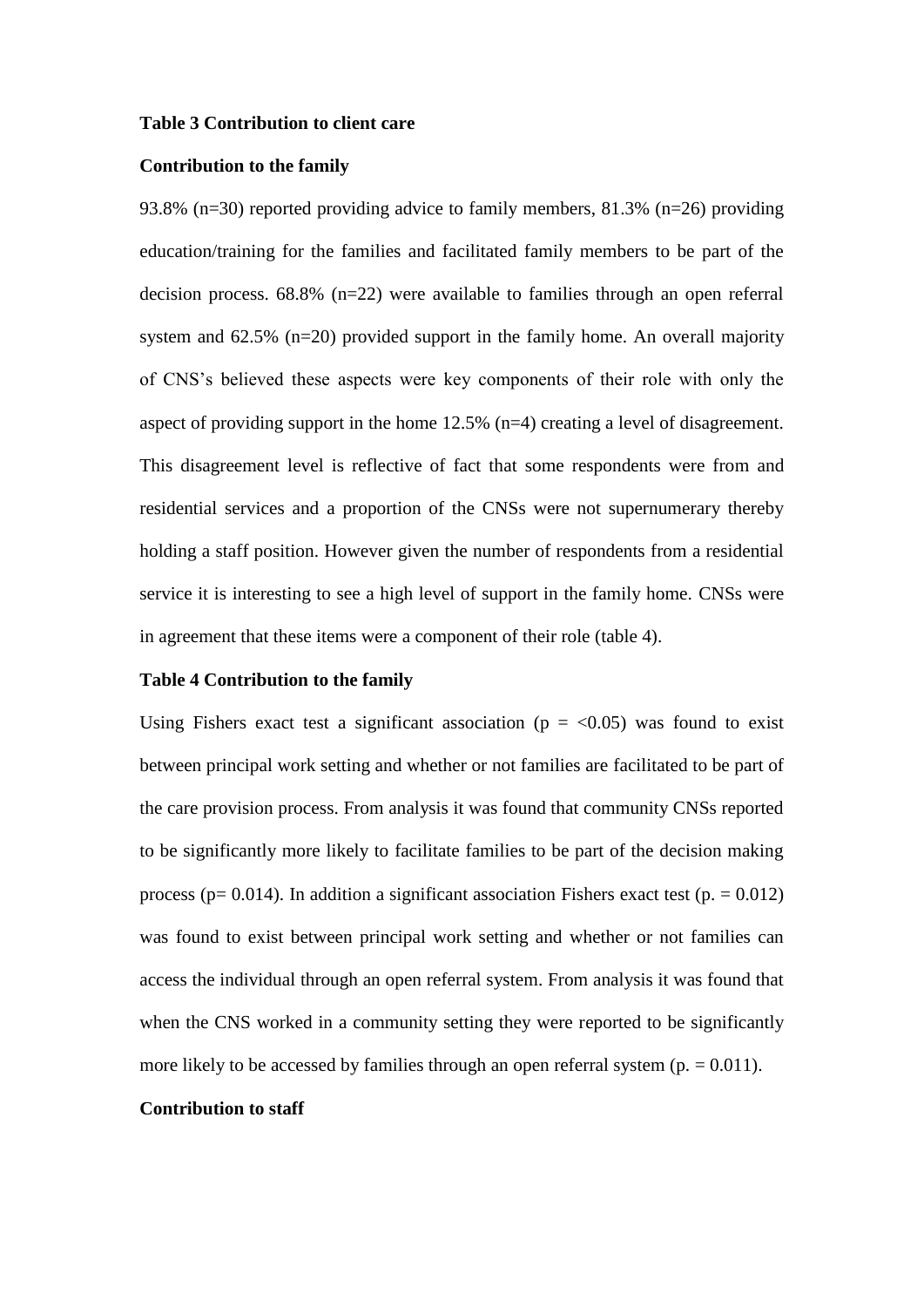**Table 3 Contribution to client care**

**Contribution to the family**

93.8% (n=30) reported providing advice to family members, 81.3% (n=26) providing education/training for the families and facilitated family members to be part of the decision process. 68.8% (n=22) were available to families through an open referral system and 62.5% (n=20) provided support in the family home. An overall majority of CNS's believed these aspects were key components of their role with only the aspect of providing support in the home 12.5% (n=4) creating a level of disagreement. This disagreement level is reflective of fact that some respondents were from and residential services and a proportion of the CNSs were not supernumerary thereby holding a staff position. However given the number of respondents from a residential service it is interesting to see a high level of support in the family home. CNSs were in agreement that these items were a component of their role (table 4).

**Table 4 Contribution to the family**

Using Fishers exact test a significant association ($p = <0.05$) was found to exist between principal work setting and whether or not families are facilitated to be part of the care provision process. From analysis it was found that community CNSs reported to be significantly more likely to facilitate families to be part of the decision making process ($p= 0.014$). In addition a significant association Fishers exact test ($p. = 0.012$) was found to exist between principal work setting and whether or not families can access the individual through an open referral system. From analysis it was found that when the CNS worked in a community setting they were reported to be significantly more likely to be accessed by families through an open referral system ($p. = 0.011$).

**Contribution to staff**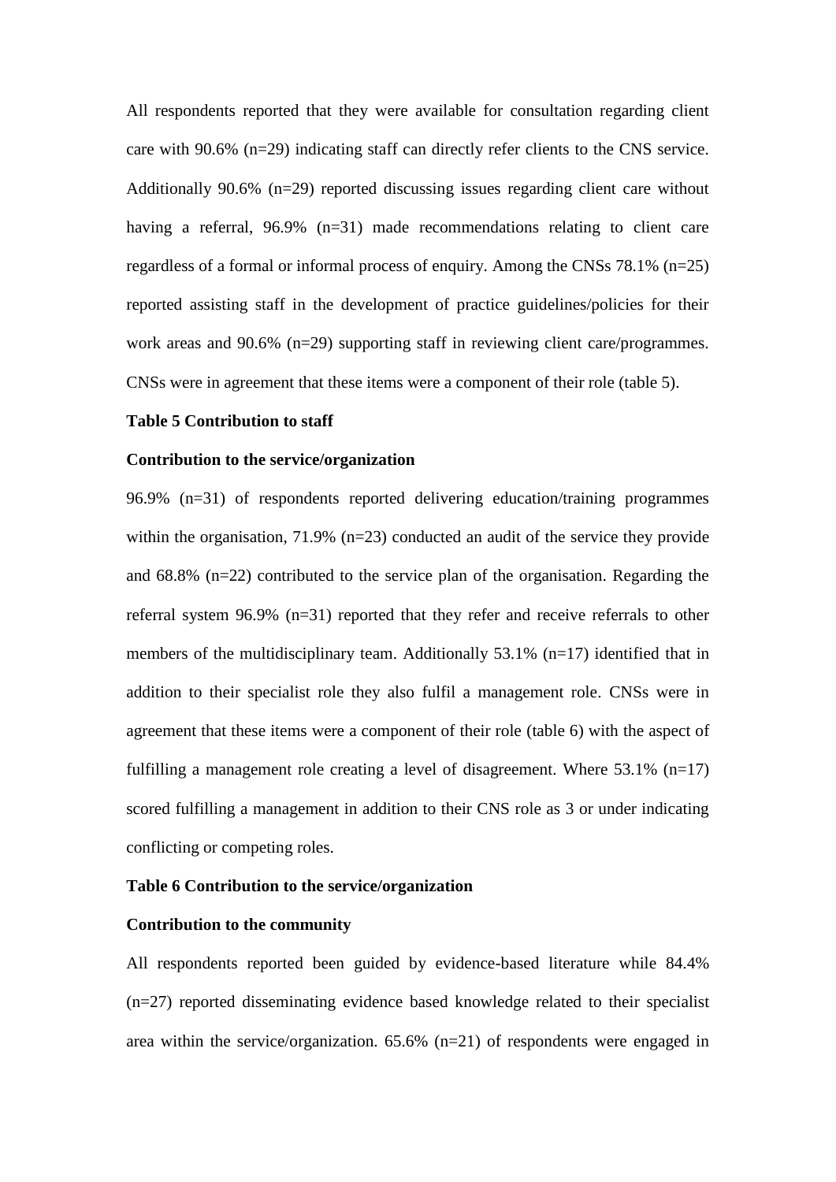All respondents reported that they were available for consultation regarding client care with 90.6% (n=29) indicating staff can directly refer clients to the CNS service. Additionally 90.6% (n=29) reported discussing issues regarding client care without having a referral, 96.9% (n=31) made recommendations relating to client care regardless of a formal or informal process of enquiry. Among the CNSs 78.1% (n=25) reported assisting staff in the development of practice guidelines/policies for their work areas and 90.6% (n=29) supporting staff in reviewing client care/programmes. CNSs were in agreement that these items were a component of their role (table 5).

**Table 5 Contribution to staff**

**Contribution to the service/organization**

96.9% (n=31) of respondents reported delivering education/training programmes within the organisation, 71.9% (n=23) conducted an audit of the service they provide and 68.8% (n=22) contributed to the service plan of the organisation. Regarding the referral system 96.9% (n=31) reported that they refer and receive referrals to other members of the multidisciplinary team. Additionally 53.1% (n=17) identified that in addition to their specialist role they also fulfil a management role. CNSs were in agreement that these items were a component of their role (table 6) with the aspect of fulfilling a management role creating a level of disagreement. Where 53.1% (n=17) scored fulfilling a management in addition to their CNS role as 3 or under indicating conflicting or competing roles.

**Table 6 Contribution to the service/organization**

**Contribution to the community**

All respondents reported been guided by evidence-based literature while 84.4% (n=27) reported disseminating evidence based knowledge related to their specialist area within the service/organization. 65.6% (n=21) of respondents were engaged in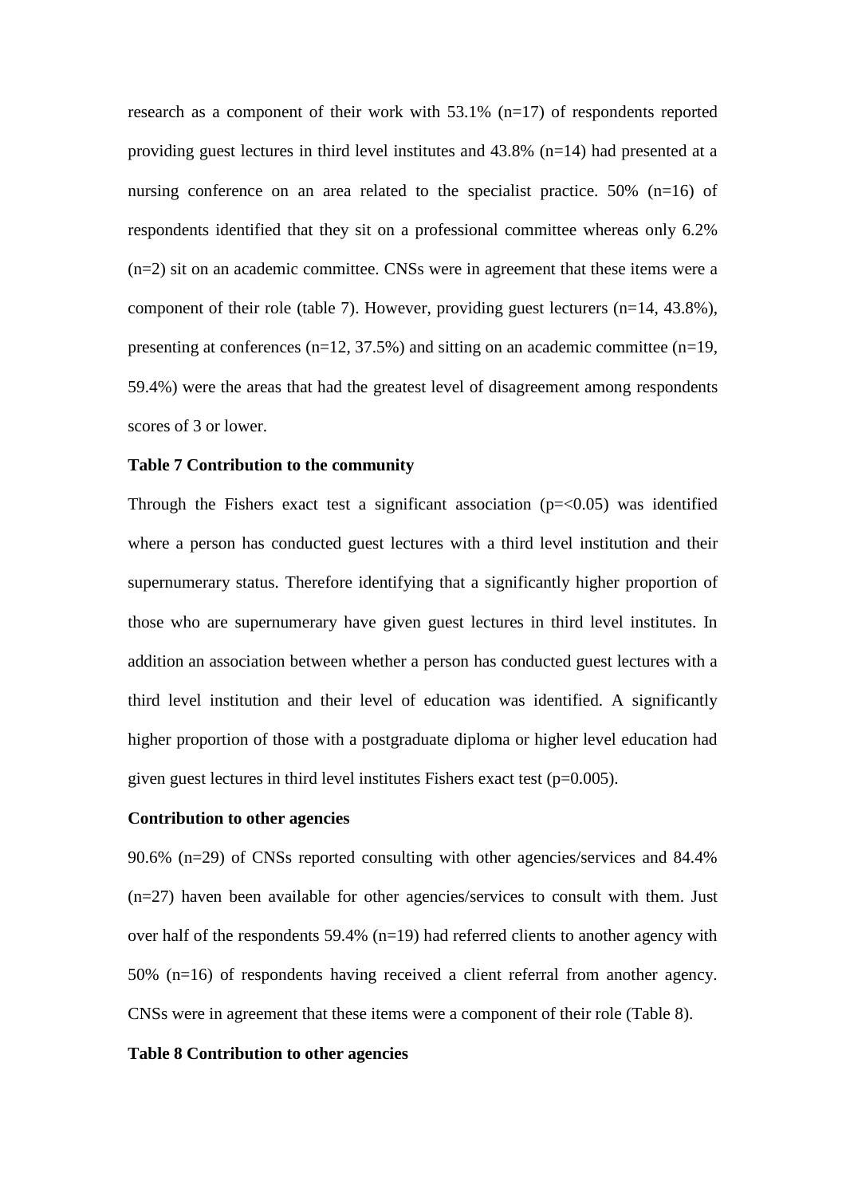research as a component of their work with 53.1% (n=17) of respondents reported providing guest lectures in third level institutes and 43.8% (n=14) had presented at a nursing conference on an area related to the specialist practice. 50% (n=16) of respondents identified that they sit on a professional committee whereas only 6.2% (n=2) sit on an academic committee. CNSs were in agreement that these items were a component of their role (table 7). However, providing guest lecturers (n=14, 43.8%), presenting at conferences (n=12, 37.5%) and sitting on an academic committee (n=19, 59.4%) were the areas that had the greatest level of disagreement among respondents scores of 3 or lower.

**Table 7 Contribution to the community**

Through the Fishers exact test a significant association ($p=<0.05$) was identified where a person has conducted guest lectures with a third level institution and their supernumerary status. Therefore identifying that a significantly higher proportion of those who are supernumerary have given guest lectures in third level institutes. In addition an association between whether a person has conducted guest lectures with a third level institution and their level of education was identified. A significantly higher proportion of those with a postgraduate diploma or higher level education had given guest lectures in third level institutes Fishers exact test ($p=0.005$).

**Contribution to other agencies**

90.6% (n=29) of CNSs reported consulting with other agencies/services and 84.4% (n=27) haven been available for other agencies/services to consult with them. Just over half of the respondents 59.4% (n=19) had referred clients to another agency with 50% (n=16) of respondents having received a client referral from another agency. CNSs were in agreement that these items were a component of their role (Table 8).

**Table 8 Contribution to other agencies**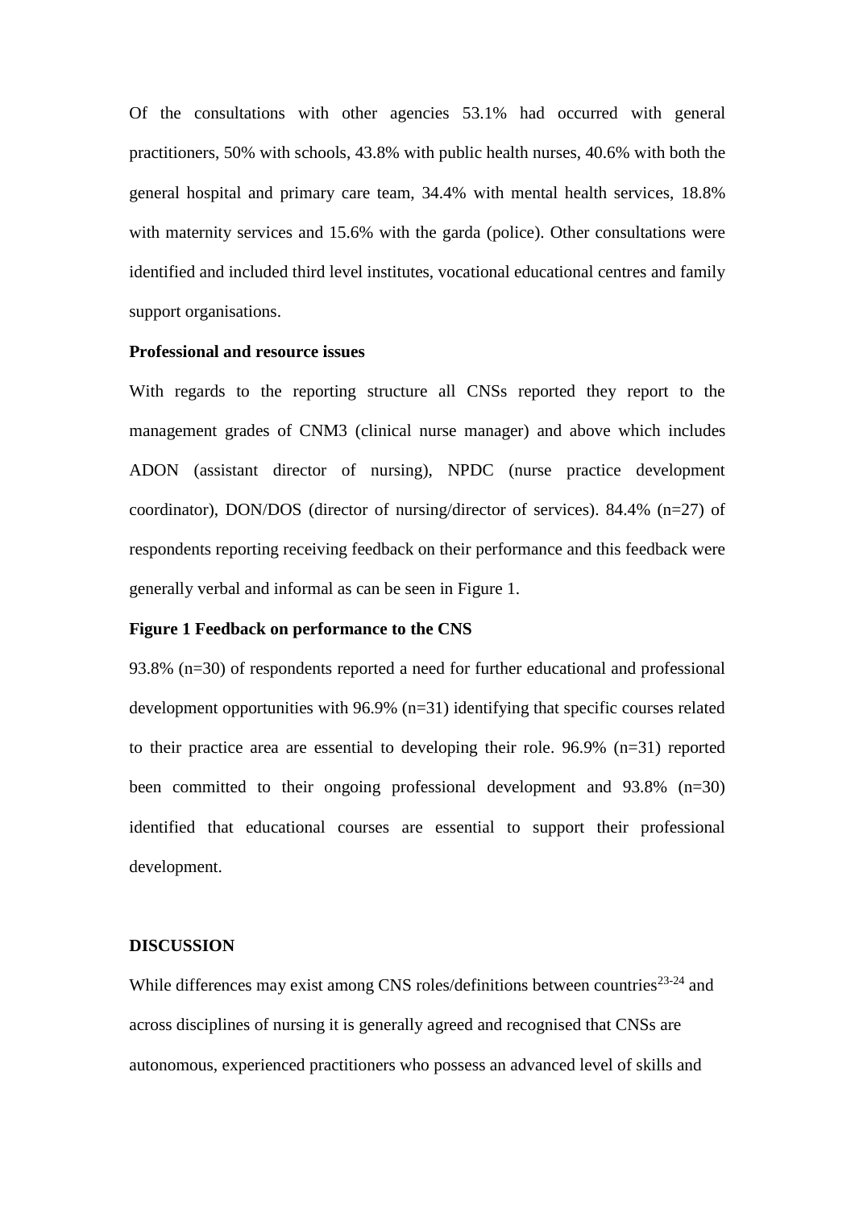Of the consultations with other agencies 53.1% had occurred with general practitioners, 50% with schools, 43.8% with public health nurses, 40.6% with both the general hospital and primary care team, 34.4% with mental health services, 18.8% with maternity services and 15.6% with the garda (police). Other consultations were identified and included third level institutes, vocational educational centres and family support organisations.

**Professional and resource issues**

With regards to the reporting structure all CNSs reported they report to the management grades of CNM3 (clinical nurse manager) and above which includes ADON (assistant director of nursing), NPDC (nurse practice development coordinator), DON/DOS (director of nursing/director of services). 84.4% (n=27) of respondents reporting receiving feedback on their performance and this feedback were generally verbal and informal as can be seen in Figure 1.

**Figure 1 Feedback on performance to the CNS**

93.8% (n=30) of respondents reported a need for further educational and professional development opportunities with 96.9% (n=31) identifying that specific courses related to their practice area are essential to developing their role. 96.9% (n=31) reported been committed to their ongoing professional development and 93.8% (n=30) identified that educational courses are essential to support their professional development.

## DISCUSSION

While differences may exist among CNS roles/definitions between countries[23-24] and across disciplines of nursing it is generally agreed and recognised that CNSs are autonomous, experienced practitioners who possess an advanced level of skills and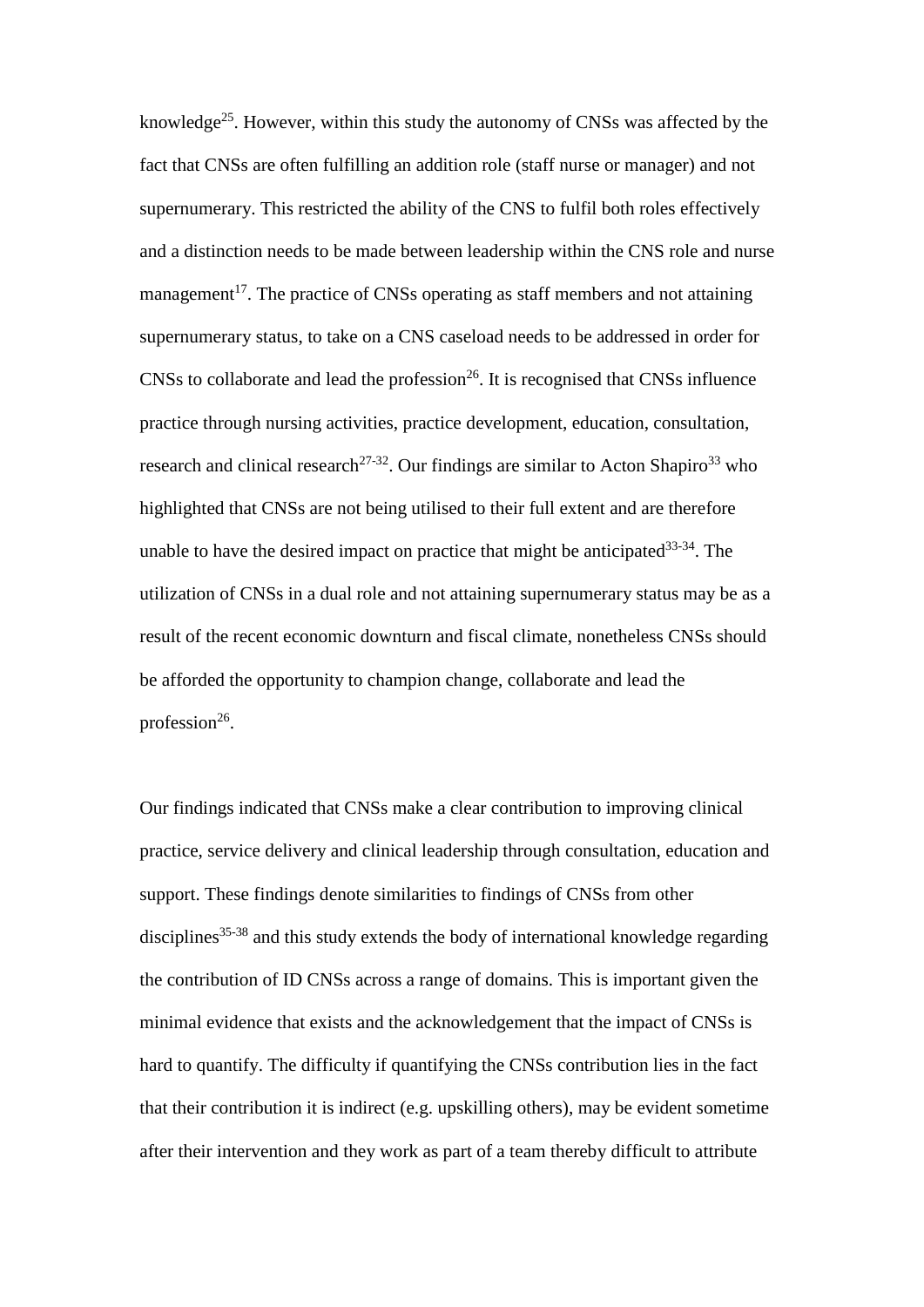knowledge[25]. However, within this study the autonomy of CNSs was affected by the fact that CNSs are often fulfilling an addition role (staff nurse or manager) and not supernumerary. This restricted the ability of the CNS to fulfil both roles effectively and a distinction needs to be made between leadership within the CNS role and nurse management[17]. The practice of CNSs operating as staff members and not attaining supernumerary status, to take on a CNS caseload needs to be addressed in order for CNSs to collaborate and lead the profession[26]. It is recognised that CNSs influence practice through nursing activities, practice development, education, consultation, research and clinical research[27-32]. Our findings are similar to Acton Shapiro[33] who highlighted that CNSs are not being utilised to their full extent and are therefore unable to have the desired impact on practice that might be anticipated[33-34]. The utilization of CNSs in a dual role and not attaining supernumerary status may be as a result of the recent economic downturn and fiscal climate, nonetheless CNSs should be afforded the opportunity to champion change, collaborate and lead the profession[26].

Our findings indicated that CNSs make a clear contribution to improving clinical practice, service delivery and clinical leadership through consultation, education and support. These findings denote similarities to findings of CNSs from other disciplines[35-38] and this study extends the body of international knowledge regarding the contribution of ID CNSs across a range of domains. This is important given the minimal evidence that exists and the acknowledgement that the impact of CNSs is hard to quantify. The difficulty if quantifying the CNSs contribution lies in the fact that their contribution it is indirect (e.g. upskilling others), may be evident sometime after their intervention and they work as part of a team thereby difficult to attribute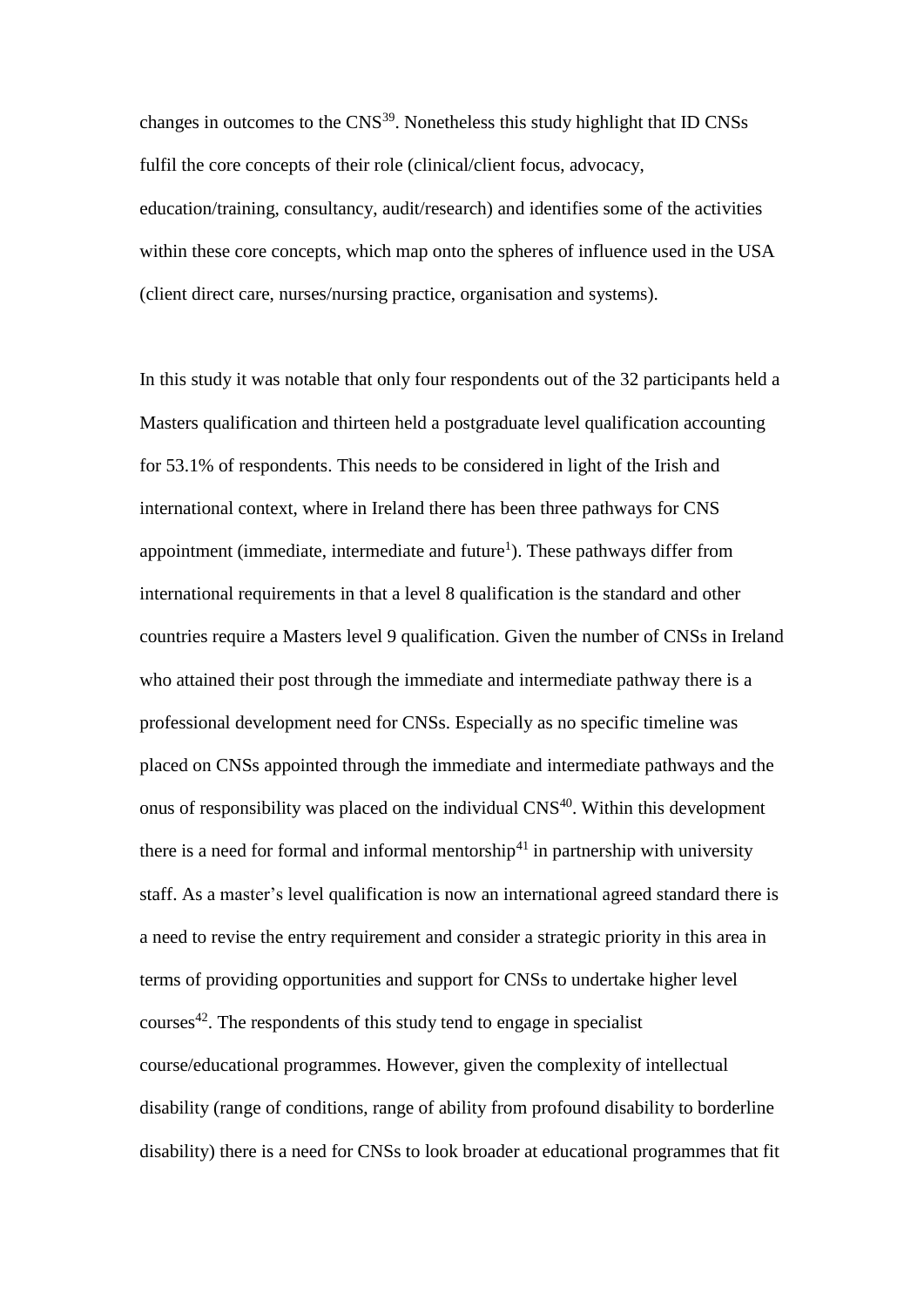changes in outcomes to the CNS[39]. Nonetheless this study highlight that ID CNSs fulfil the core concepts of their role (clinical/client focus, advocacy, education/training, consultancy, audit/research) and identifies some of the activities within these core concepts, which map onto the spheres of influence used in the USA (client direct care, nurses/nursing practice, organisation and systems).

In this study it was notable that only four respondents out of the 32 participants held a Masters qualification and thirteen held a postgraduate level qualification accounting for 53.1% of respondents. This needs to be considered in light of the Irish and international context, where in Ireland there has been three pathways for CNS appointment (immediate, intermediate and future[1]). These pathways differ from international requirements in that a level 8 qualification is the standard and other countries require a Masters level 9 qualification. Given the number of CNSs in Ireland who attained their post through the immediate and intermediate pathway there is a professional development need for CNSs. Especially as no specific timeline was placed on CNSs appointed through the immediate and intermediate pathways and the onus of responsibility was placed on the individual CNS[40]. Within this development there is a need for formal and informal mentorship[41] in partnership with university staff. As a master's level qualification is now an international agreed standard there is a need to revise the entry requirement and consider a strategic priority in this area in terms of providing opportunities and support for CNSs to undertake higher level courses[42]. The respondents of this study tend to engage in specialist course/educational programmes. However, given the complexity of intellectual disability (range of conditions, range of ability from profound disability to borderline disability) there is a need for CNSs to look broader at educational programmes that fit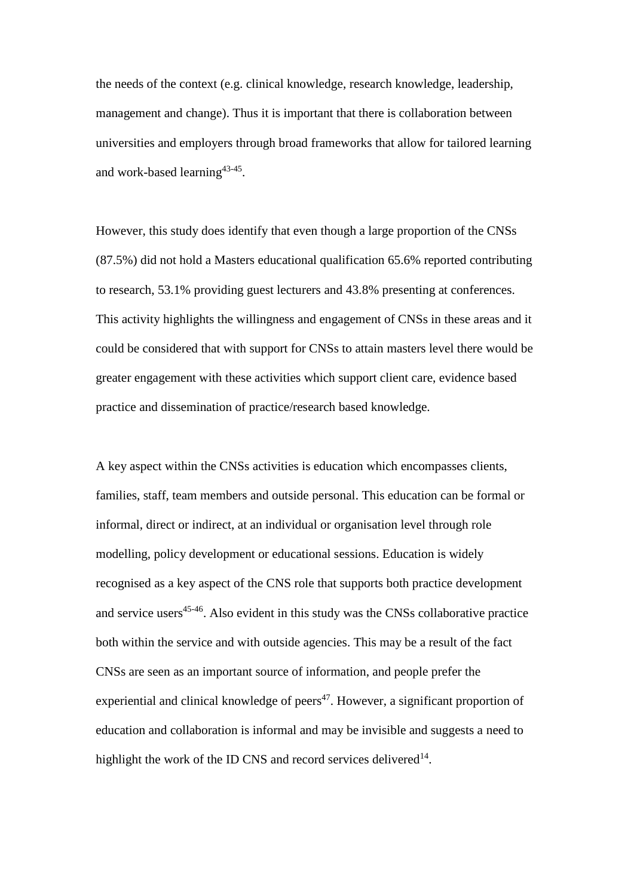the needs of the context (e.g. clinical knowledge, research knowledge, leadership, management and change). Thus it is important that there is collaboration between universities and employers through broad frameworks that allow for tailored learning and work-based learning[43-45].

However, this study does identify that even though a large proportion of the CNSs (87.5%) did not hold a Masters educational qualification 65.6% reported contributing to research, 53.1% providing guest lecturers and 43.8% presenting at conferences. This activity highlights the willingness and engagement of CNSs in these areas and it could be considered that with support for CNSs to attain masters level there would be greater engagement with these activities which support client care, evidence based practice and dissemination of practice/research based knowledge.

A key aspect within the CNSs activities is education which encompasses clients, families, staff, team members and outside personal. This education can be formal or informal, direct or indirect, at an individual or organisation level through role modelling, policy development or educational sessions. Education is widely recognised as a key aspect of the CNS role that supports both practice development and service users[45-46]. Also evident in this study was the CNSs collaborative practice both within the service and with outside agencies. This may be a result of the fact CNSs are seen as an important source of information, and people prefer the experiential and clinical knowledge of peers[47]. However, a significant proportion of education and collaboration is informal and may be invisible and suggests a need to highlight the work of the ID CNS and record services delivered[14].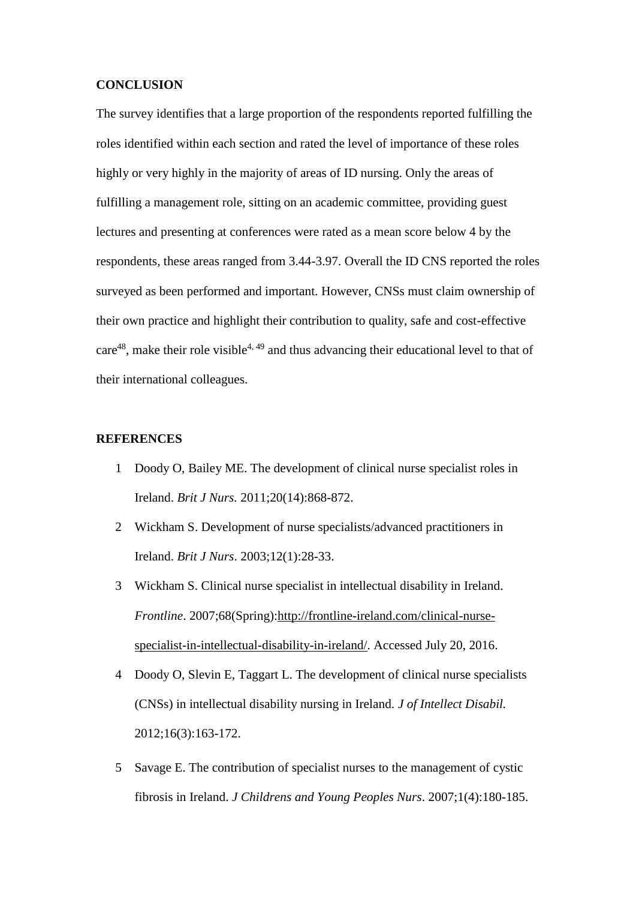## CONCLUSION

The survey identifies that a large proportion of the respondents reported fulfilling the roles identified within each section and rated the level of importance of these roles highly or very highly in the majority of areas of ID nursing. Only the areas of fulfilling a management role, sitting on an academic committee, providing guest lectures and presenting at conferences were rated as a mean score below 4 by the respondents, these areas ranged from 3.44-3.97. Overall the ID CNS reported the roles surveyed as been performed and important. However, CNSs must claim ownership of their own practice and highlight their contribution to quality, safe and cost-effective care[48], make their role visible[4, 49] and thus advancing their educational level to that of their international colleagues.

## REFERENCES

1. Doody O, Bailey ME. The development of clinical nurse specialist roles in Ireland. *Brit J Nurs.* 2011;20(14):868-872.
2. Wickham S. Development of nurse specialists/advanced practitioners in Ireland. *Brit J Nurs*. 2003;12(1):28-33.
3. Wickham S. Clinical nurse specialist in intellectual disability in Ireland. *Frontline*. 2007;68(Spring):http://frontline-ireland.com/clinical-nurse-specialist-in-intellectual-disability-in-ireland/. Accessed July 20, 2016.
4. Doody O, Slevin E, Taggart L. The development of clinical nurse specialists (CNSs) in intellectual disability nursing in Ireland. *J of Intellect Disabil.* 2012;16(3):163-172.
5. Savage E. The contribution of specialist nurses to the management of cystic fibrosis in Ireland. *J Childrens and Young Peoples Nurs*. 2007;1(4):180-185.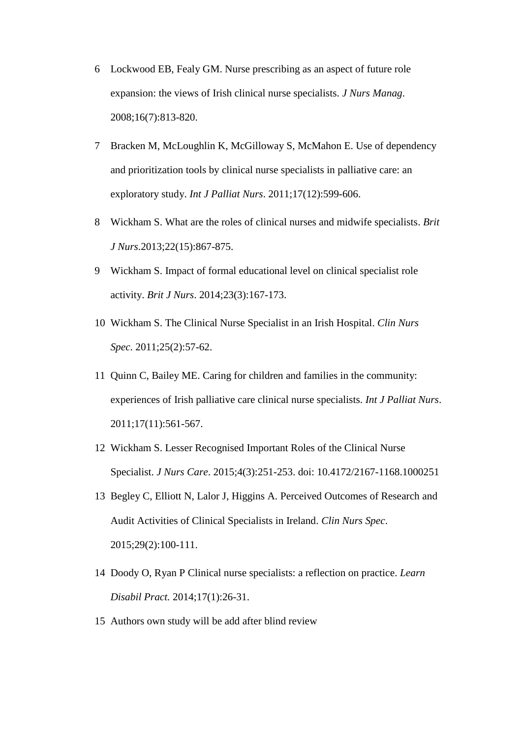6 Lockwood EB, Fealy GM. Nurse prescribing as an aspect of future role expansion: the views of Irish clinical nurse specialists. *J Nurs Manag*. 2008;16(7):813-820.

7 Bracken M, McLoughlin K, McGilloway S, McMahon E. Use of dependency and prioritization tools by clinical nurse specialists in palliative care: an exploratory study. *Int J Palliat Nurs*. 2011;17(12):599-606.

8 Wickham S. What are the roles of clinical nurses and midwife specialists. *Brit J Nurs*.2013;22(15):867-875.

9 Wickham S. Impact of formal educational level on clinical specialist role activity. *Brit J Nurs*. 2014;23(3):167-173.

10 Wickham S. The Clinical Nurse Specialist in an Irish Hospital. *Clin Nurs Spec*. 2011;25(2):57-62.

11 Quinn C, Bailey ME. Caring for children and families in the community: experiences of Irish palliative care clinical nurse specialists. *Int J Palliat Nurs*. 2011;17(11):561-567.

12 Wickham S. Lesser Recognised Important Roles of the Clinical Nurse Specialist. *J Nurs Care*. 2015;4(3):251-253. doi: 10.4172/2167-1168.1000251

13 Begley C, Elliott N, Lalor J, Higgins A. Perceived Outcomes of Research and Audit Activities of Clinical Specialists in Ireland. *Clin Nurs Spec*. 2015;29(2):100-111.

14 Doody O, Ryan P Clinical nurse specialists: a reflection on practice. *Learn Disabil Pract.* 2014;17(1):26-31.

15 Authors own study will be add after blind review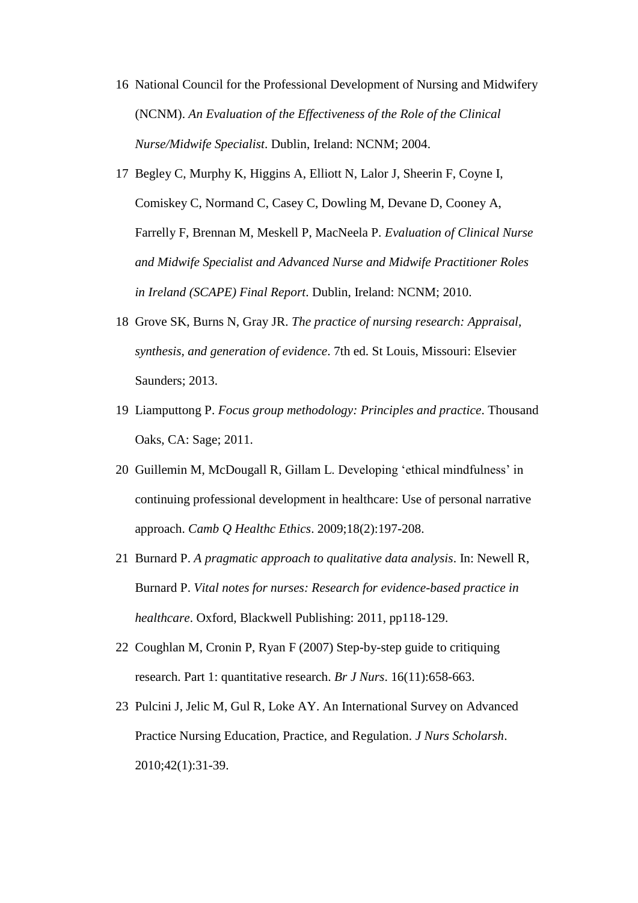16 National Council for the Professional Development of Nursing and Midwifery (NCNM). *An Evaluation of the Effectiveness of the Role of the Clinical Nurse/Midwife Specialist*. Dublin, Ireland: NCNM; 2004.

17 Begley C, Murphy K, Higgins A, Elliott N, Lalor J, Sheerin F, Coyne I, Comiskey C, Normand C, Casey C, Dowling M, Devane D, Cooney A, Farrelly F, Brennan M, Meskell P, MacNeela P. *Evaluation of Clinical Nurse and Midwife Specialist and Advanced Nurse and Midwife Practitioner Roles in Ireland (SCAPE) Final Report*. Dublin, Ireland: NCNM; 2010.

18 Grove SK, Burns N, Gray JR. *The practice of nursing research: Appraisal, synthesis, and generation of evidence*. 7th ed. St Louis, Missouri: Elsevier Saunders; 2013.

19 Liamputtong P. *Focus group methodology: Principles and practice*. Thousand Oaks, CA: Sage; 2011.

20 Guillemin M, McDougall R, Gillam L. Developing 'ethical mindfulness' in continuing professional development in healthcare: Use of personal narrative approach. *Camb Q Healthc Ethics*. 2009;18(2):197-208.

21 Burnard P. *A pragmatic approach to qualitative data analysis*. In: Newell R, Burnard P. *Vital notes for nurses: Research for evidence-based practice in healthcare*. Oxford, Blackwell Publishing: 2011, pp118-129.

22 Coughlan M, Cronin P, Ryan F (2007) Step-by-step guide to critiquing research. Part 1: quantitative research. *Br J Nurs*. 16(11):658-663.

23 Pulcini J, Jelic M, Gul R, Loke AY. An International Survey on Advanced Practice Nursing Education, Practice, and Regulation. *J Nurs Scholarsh*. 2010;42(1):31-39.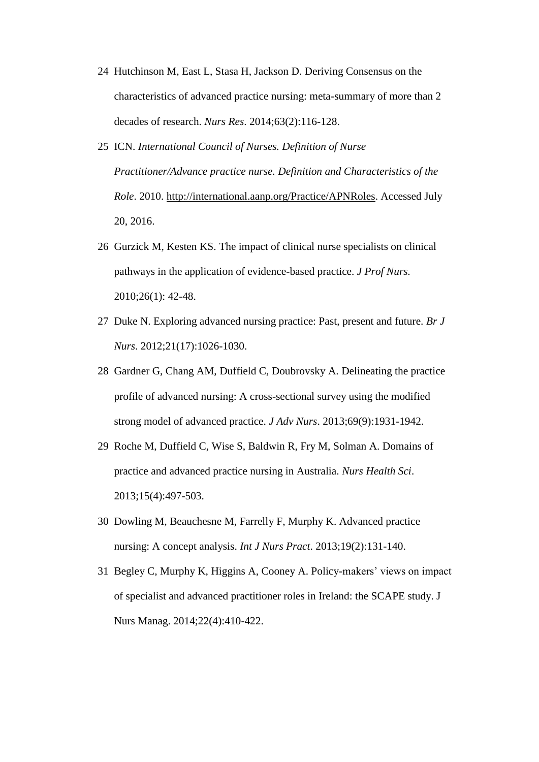24 Hutchinson M, East L, Stasa H, Jackson D. Deriving Consensus on the characteristics of advanced practice nursing: meta-summary of more than 2 decades of research. *Nurs Res*. 2014;63(2):116-128.

25 ICN. *International Council of Nurses. Definition of Nurse Practitioner/Advance practice nurse. Definition and Characteristics of the Role*. 2010. http://international.aanp.org/Practice/APNRoles. Accessed July 20, 2016.

26 Gurzick M, Kesten KS. The impact of clinical nurse specialists on clinical pathways in the application of evidence-based practice. *J Prof Nurs.* 2010;26(1): 42-48.

27 Duke N. Exploring advanced nursing practice: Past, present and future. *Br J Nurs*. 2012;21(17):1026-1030.

28 Gardner G, Chang AM, Duffield C, Doubrovsky A. Delineating the practice profile of advanced nursing: A cross-sectional survey using the modified strong model of advanced practice. *J Adv Nurs*. 2013;69(9):1931-1942.

29 Roche M, Duffield C, Wise S, Baldwin R, Fry M, Solman A. Domains of practice and advanced practice nursing in Australia. *Nurs Health Sci*. 2013;15(4):497-503.

30 Dowling M, Beauchesne M, Farrelly F, Murphy K. Advanced practice nursing: A concept analysis. *Int J Nurs Pract*. 2013;19(2):131-140.

31 Begley C, Murphy K, Higgins A, Cooney A. Policy-makers' views on impact of specialist and advanced practitioner roles in Ireland: the SCAPE study. J Nurs Manag. 2014;22(4):410-422.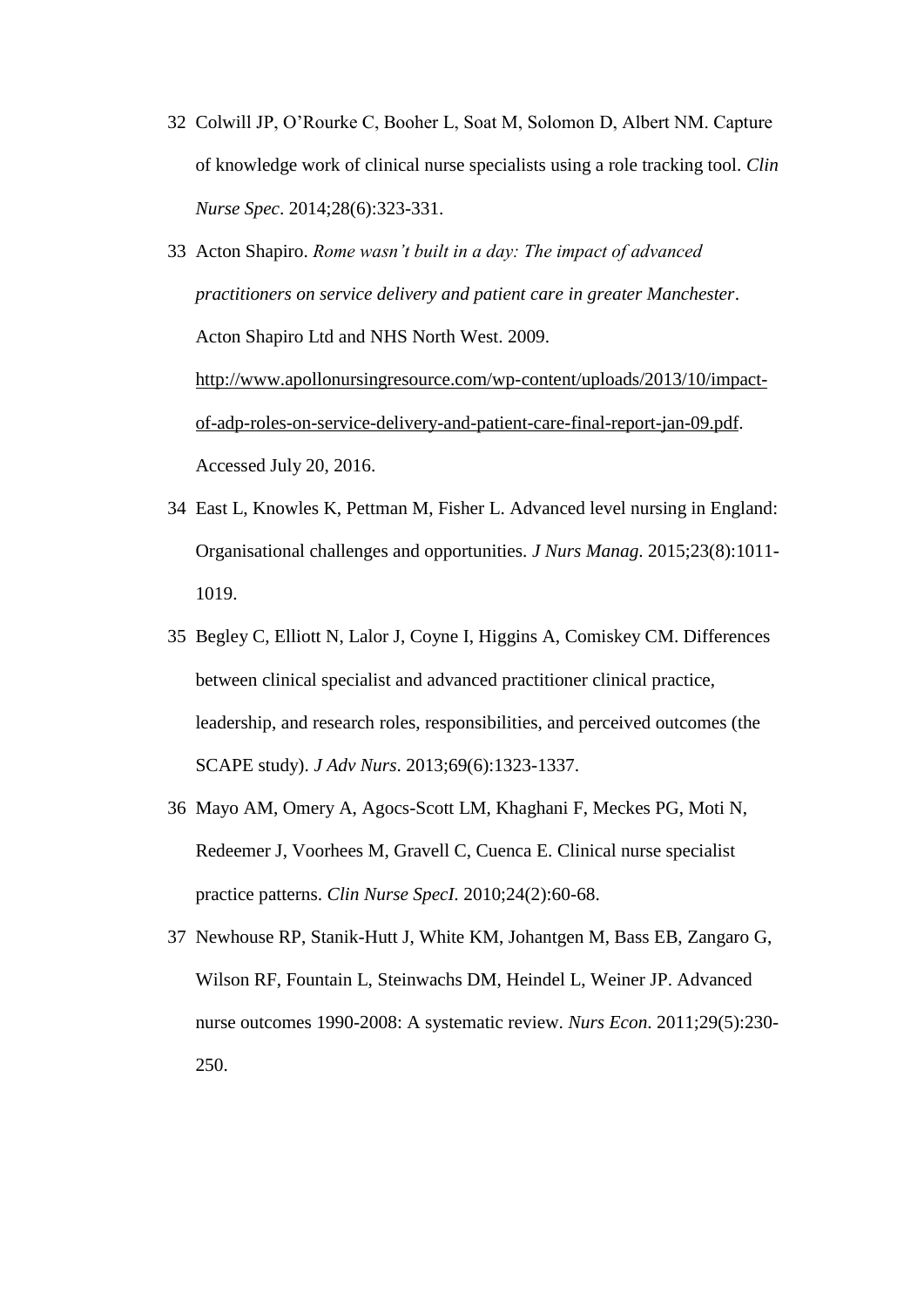32 Colwill JP, O'Rourke C, Booher L, Soat M, Solomon D, Albert NM. Capture of knowledge work of clinical nurse specialists using a role tracking tool. *Clin Nurse Spec*. 2014;28(6):323-331.

33 Acton Shapiro. *Rome wasn't built in a day: The impact of advanced practitioners on service delivery and patient care in greater Manchester*. Acton Shapiro Ltd and NHS North West. 2009. http://www.apollonursingresource.com/wp-content/uploads/2013/10/impact-of-adp-roles-on-service-delivery-and-patient-care-final-report-jan-09.pdf. Accessed July 20, 2016.

34 East L, Knowles K, Pettman M, Fisher L. Advanced level nursing in England: Organisational challenges and opportunities. *J Nurs Manag*. 2015;23(8):1011-1019.

35 Begley C, Elliott N, Lalor J, Coyne I, Higgins A, Comiskey CM. Differences between clinical specialist and advanced practitioner clinical practice, leadership, and research roles, responsibilities, and perceived outcomes (the SCAPE study). *J Adv Nurs*. 2013;69(6):1323-1337.

36 Mayo AM, Omery A, Agocs-Scott LM, Khaghani F, Meckes PG, Moti N, Redeemer J, Voorhees M, Gravell C, Cuenca E. Clinical nurse specialist practice patterns. *Clin Nurse SpecI*. 2010;24(2):60-68.

37 Newhouse RP, Stanik-Hutt J, White KM, Johantgen M, Bass EB, Zangaro G, Wilson RF, Fountain L, Steinwachs DM, Heindel L, Weiner JP. Advanced nurse outcomes 1990-2008: A systematic review. *Nurs Econ*. 2011;29(5):230-250.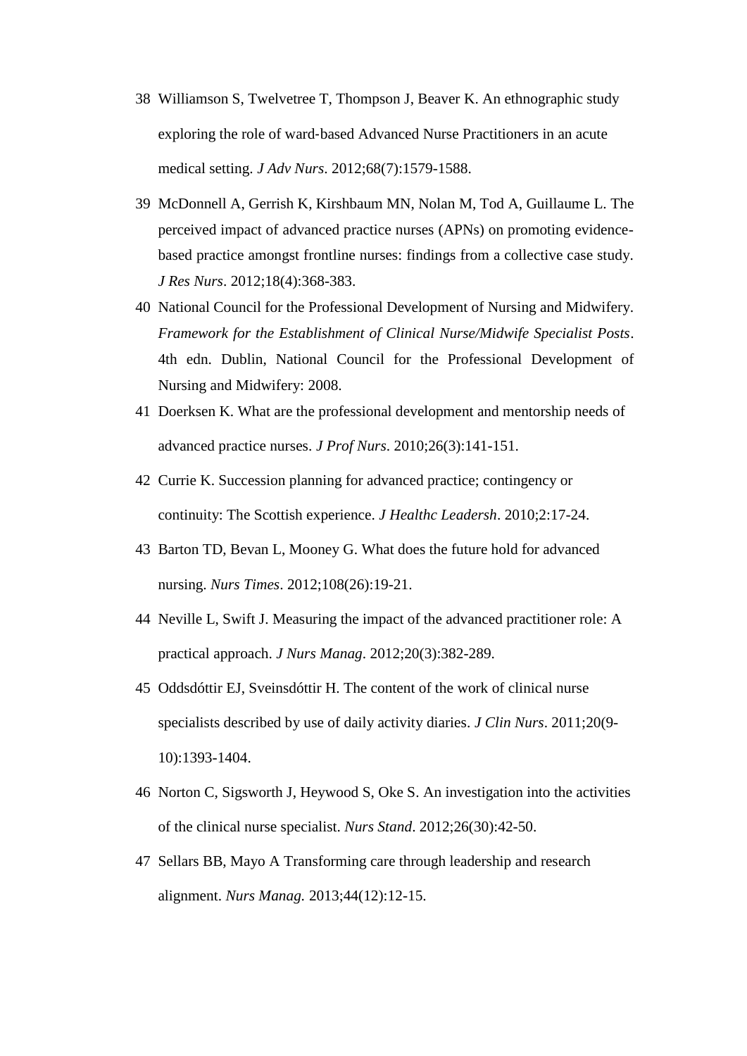38 Williamson S, Twelvetree T, Thompson J, Beaver K. An ethnographic study exploring the role of ward-based Advanced Nurse Practitioners in an acute medical setting. *J Adv Nurs*. 2012;68(7):1579-1588.

39 McDonnell A, Gerrish K, Kirshbaum MN, Nolan M, Tod A, Guillaume L. The perceived impact of advanced practice nurses (APNs) on promoting evidence-based practice amongst frontline nurses: findings from a collective case study. *J Res Nurs*. 2012;18(4):368-383.

40 National Council for the Professional Development of Nursing and Midwifery. *Framework for the Establishment of Clinical Nurse/Midwife Specialist Posts*. 4th edn. Dublin, National Council for the Professional Development of Nursing and Midwifery: 2008.

41 Doerksen K. What are the professional development and mentorship needs of advanced practice nurses. *J Prof Nurs*. 2010;26(3):141-151.

42 Currie K. Succession planning for advanced practice; contingency or continuity: The Scottish experience. *J Healthc Leadersh*. 2010;2:17-24.

43 Barton TD, Bevan L, Mooney G. What does the future hold for advanced nursing. *Nurs Times*. 2012;108(26):19-21.

44 Neville L, Swift J. Measuring the impact of the advanced practitioner role: A practical approach. *J Nurs Manag*. 2012;20(3):382-289.

45 Oddsdóttir EJ, Sveinsdóttir H. The content of the work of clinical nurse specialists described by use of daily activity diaries. *J Clin Nurs*. 2011;20(9-10):1393-1404.

46 Norton C, Sigsworth J, Heywood S, Oke S. An investigation into the activities of the clinical nurse specialist. *Nurs Stand*. 2012;26(30):42-50.

47 Sellars BB, Mayo A Transforming care through leadership and research alignment. *Nurs Manag.* 2013;44(12):12-15.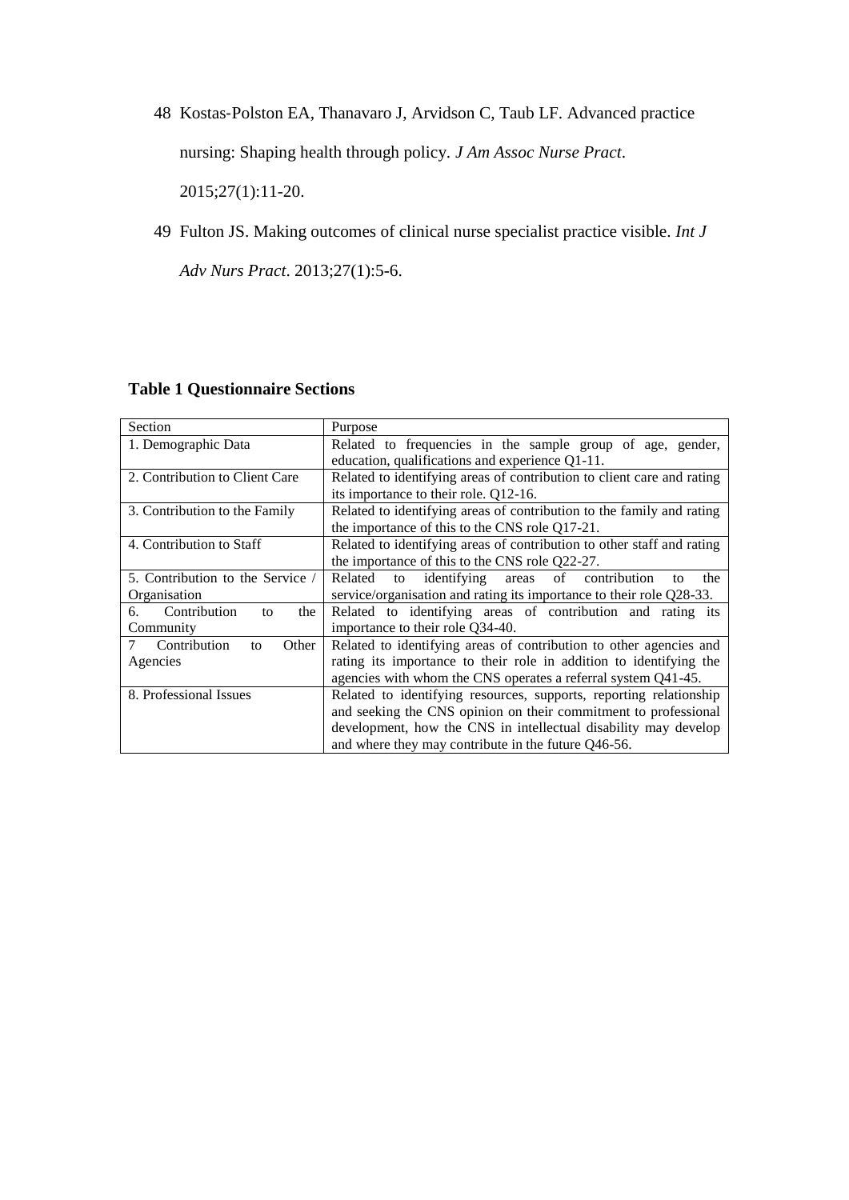48 Kostas-Polston EA, Thanavaro J, Arvidson C, Taub LF. Advanced practice nursing: Shaping health through policy. *J Am Assoc Nurse Pract*. 2015;27(1):11-20.

49 Fulton JS. Making outcomes of clinical nurse specialist practice visible. *Int J Adv Nurs Pract*. 2013;27(1):5-6.

**Table 1 Questionnaire Sections**

| Section | Purpose |
| --- | --- |
| 1. Demographic Data | Related to frequencies in the sample group of age, gender, education, qualifications and experience Q1-11. |
| 2. Contribution to Client Care | Related to identifying areas of contribution to client care and rating its importance to their role. Q12-16. |
| 3. Contribution to the Family | Related to identifying areas of contribution to the family and rating the importance of this to the CNS role Q17-21. |
| 4. Contribution to Staff | Related to identifying areas of contribution to other staff and rating the importance of this to the CNS role Q22-27. |
| 5. Contribution to the Service / Organisation | Related to identifying areas of contribution to the service/organisation and rating its importance to their role Q28-33. |
| 6. Contribution to the Community | Related to identifying areas of contribution and rating its importance to their role Q34-40. |
| 7 Contribution to Other Agencies | Related to identifying areas of contribution to other agencies and rating its importance to their role in addition to identifying the agencies with whom the CNS operates a referral system Q41-45. |
| 8. Professional Issues | Related to identifying resources, supports, reporting relationship and seeking the CNS opinion on their commitment to professional development, how the CNS in intellectual disability may develop and where they may contribute in the future Q46-56. |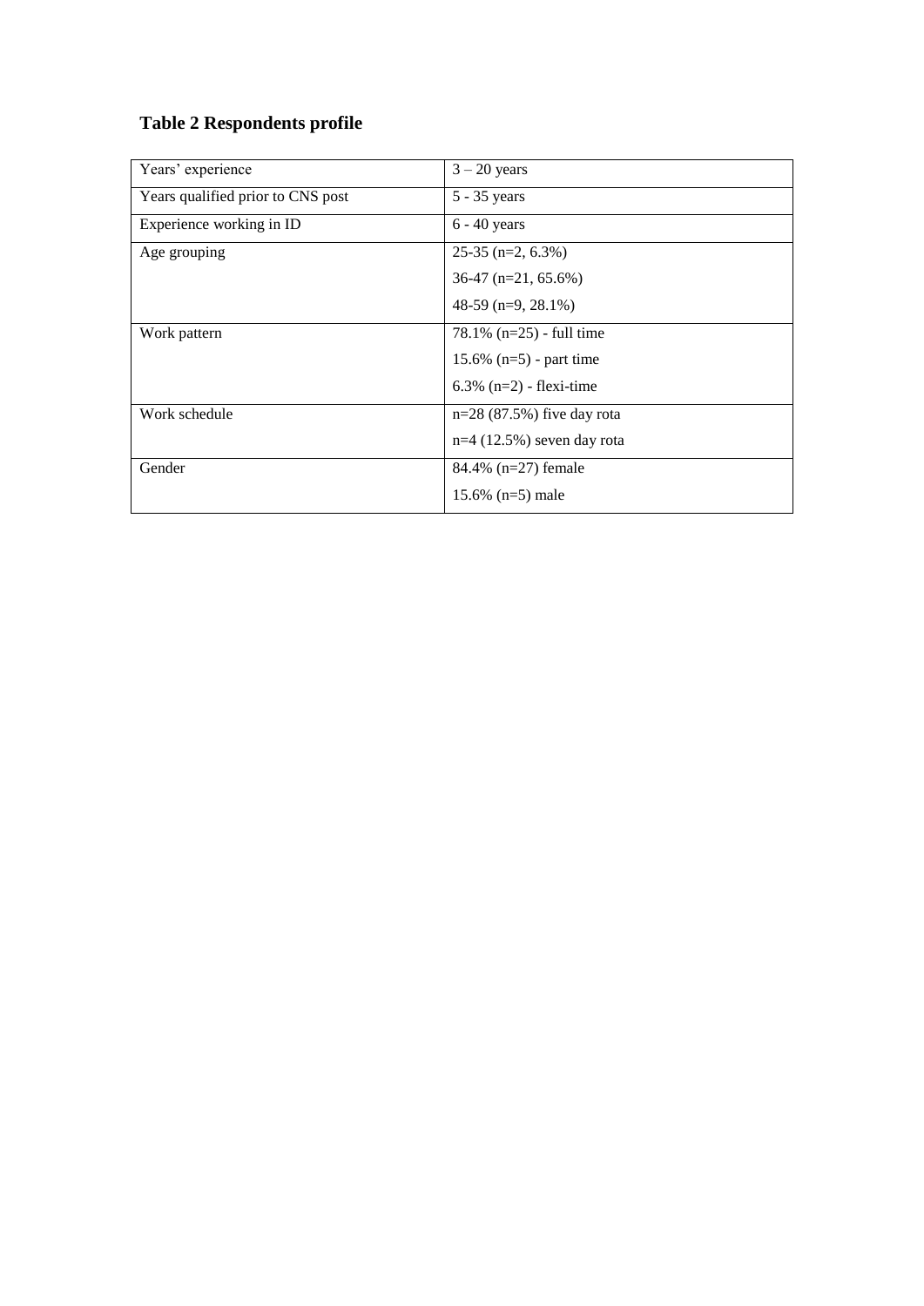### Table 2 Respondents profile

| Years' experience | 3 – 20 years |
|---|---|
| Years qualified prior to CNS post | 5 - 35 years |
| Experience working in ID | 6 - 40 years |
| Age grouping | 25-35 (n=2, 6.3%)<br>36-47 (n=21, 65.6%)<br>48-59 (n=9, 28.1%) |
| Work pattern | 78.1% (n=25) - full time<br>15.6% (n=5) - part time<br>6.3% (n=2) - flexi-time |
| Work schedule | n=28 (87.5%) five day rota<br>n=4 (12.5%) seven day rota |
| Gender | 84.4% (n=27) female<br>15.6% (n=5) male |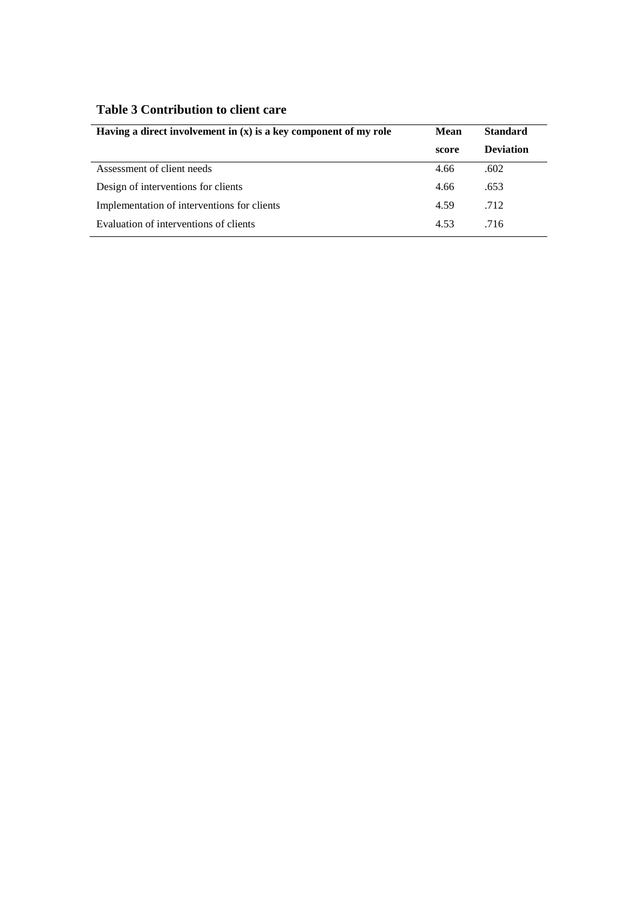**Table 3 Contribution to client care**

| Having a direct involvement in (x) is a key component of my role | Mean score | Standard Deviation |
|---|---|---|
| Assessment of client needs | 4.66 | .602 |
| Design of interventions for clients | 4.66 | .653 |
| Implementation of interventions for clients | 4.59 | .712 |
| Evaluation of interventions of clients | 4.53 | .716 |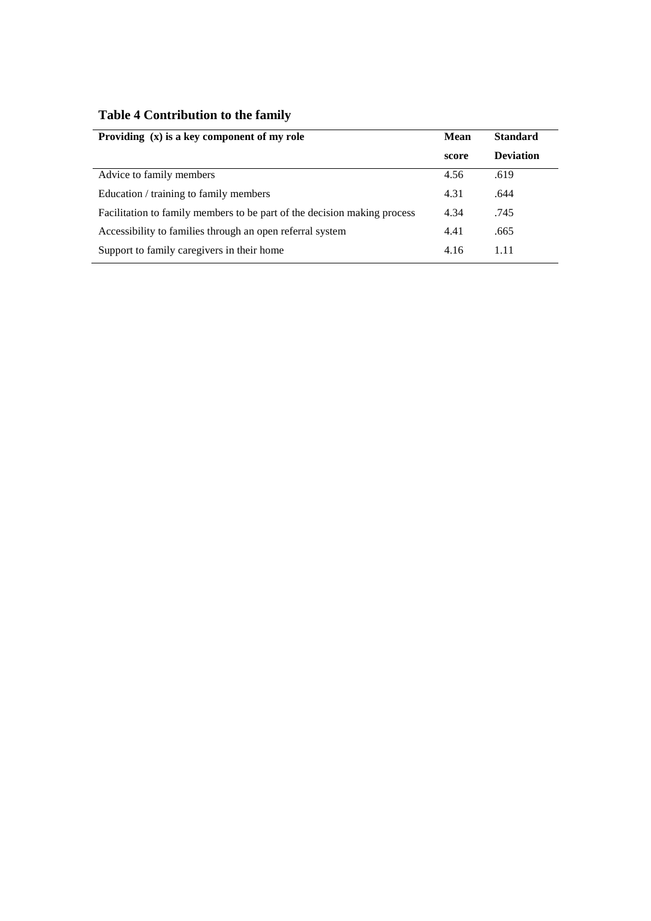**Table 4 Contribution to the family**

| **Providing (x) is a key component of my role** | **Mean score** | **Standard Deviation** |
|---|---|---|
| Advice to family members | 4.56 | .619 |
| Education / training to family members | 4.31 | .644 |
| Facilitation to family members to be part of the decision making process | 4.34 | .745 |
| Accessibility to families through an open referral system | 4.41 | .665 |
| Support to family caregivers in their home | 4.16 | 1.11 |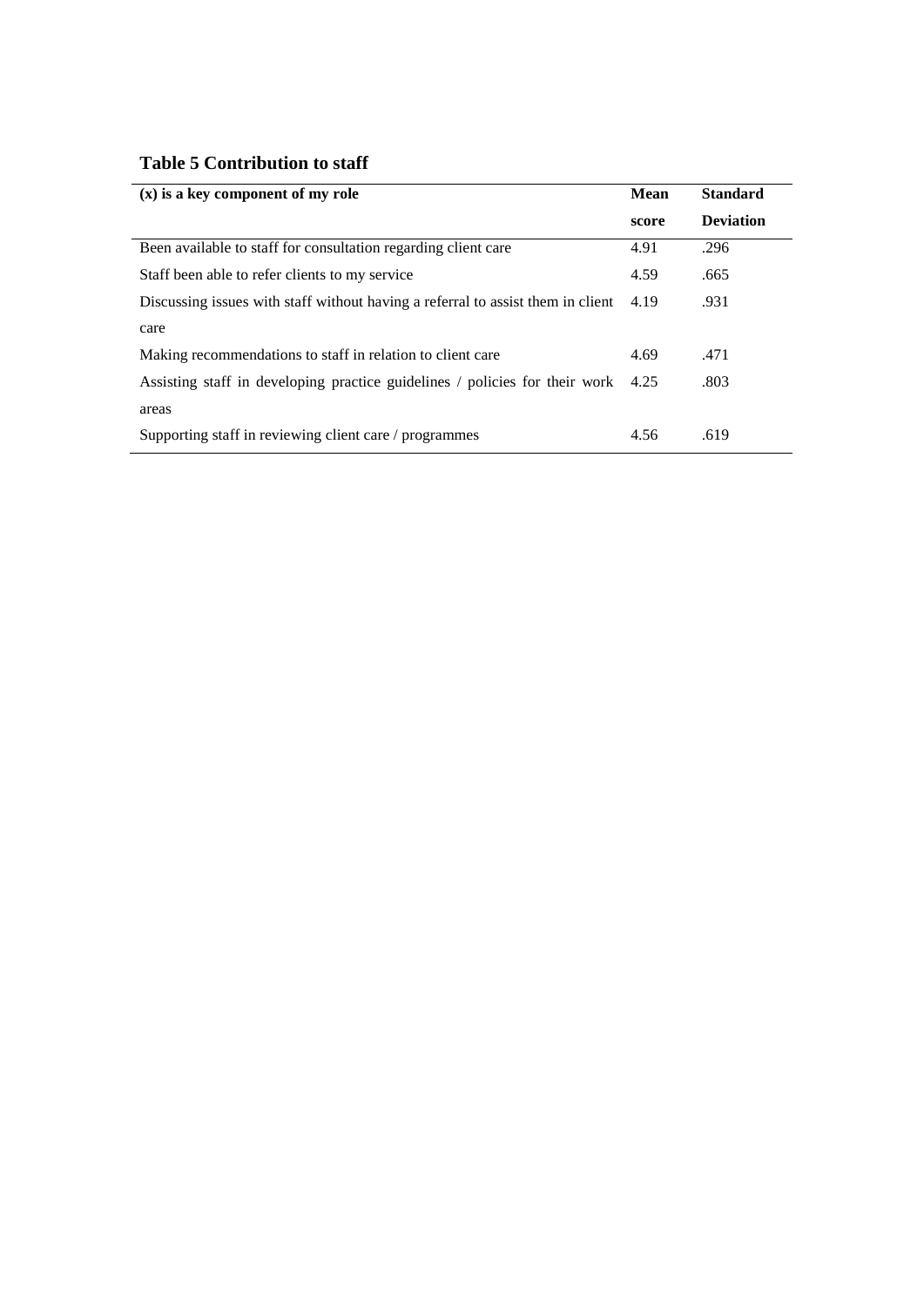**Table 5 Contribution to staff**

| (x) is a key component of my role | Mean score | Standard Deviation |
|---|---|---|
| Been available to staff for consultation regarding client care | 4.91 | .296 |
| Staff been able to refer clients to my service | 4.59 | .665 |
| Discussing issues with staff without having a referral to assist them in client care | 4.19 | .931 |
| Making recommendations to staff in relation to client care | 4.69 | .471 |
| Assisting staff in developing practice guidelines / policies for their work areas | 4.25 | .803 |
| Supporting staff in reviewing client care / programmes | 4.56 | .619 |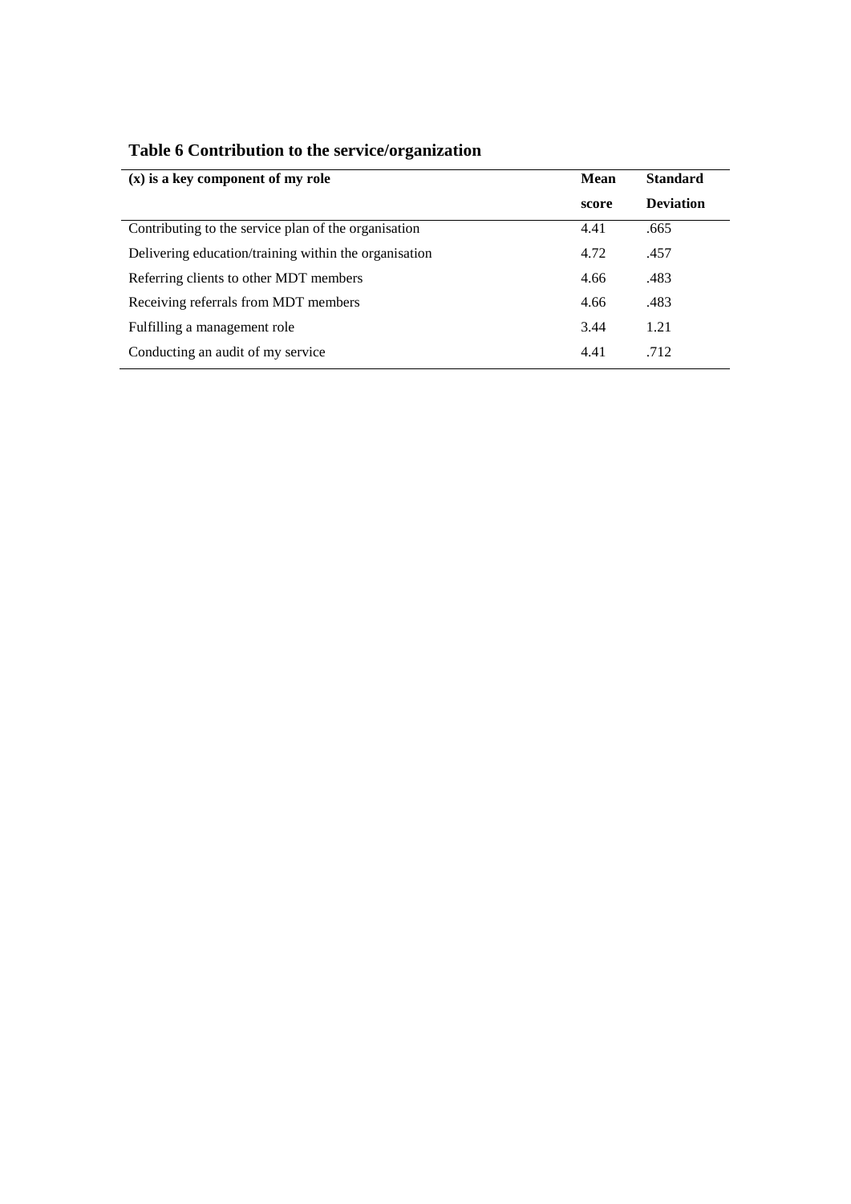**Table 6 Contribution to the service/organization**

| (x) is a key component of my role | Mean score | Standard Deviation |
|---|---|---|
| Contributing to the service plan of the organisation | 4.41 | .665 |
| Delivering education/training within the organisation | 4.72 | .457 |
| Referring clients to other MDT members | 4.66 | .483 |
| Receiving referrals from MDT members | 4.66 | .483 |
| Fulfilling a management role | 3.44 | 1.21 |
| Conducting an audit of my service | 4.41 | .712 |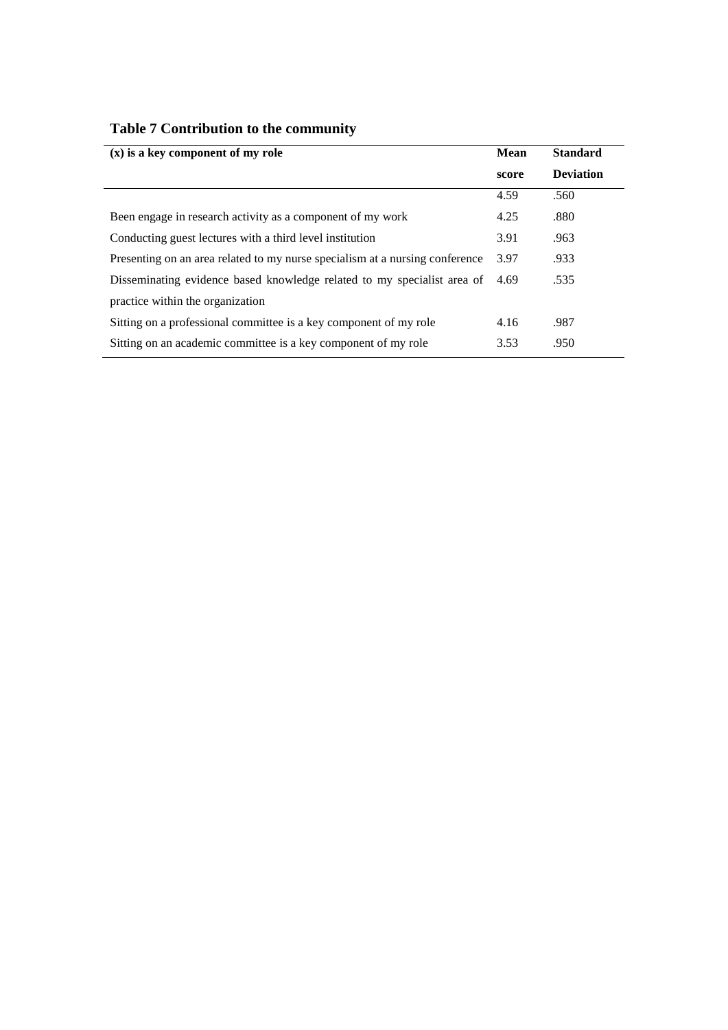**Table 7 Contribution to the community**

| (x) is a key component of my role | Mean score | Standard Deviation |
|---|---|---|
| | 4.59 | .560 |
| Been engage in research activity as a component of my work | 4.25 | .880 |
| Conducting guest lectures with a third level institution | 3.91 | .963 |
| Presenting on an area related to my nurse specialism at a nursing conference | 3.97 | .933 |
| Disseminating evidence based knowledge related to my specialist area of practice within the organization | 4.69 | .535 |
| Sitting on a professional committee is a key component of my role | 4.16 | .987 |
| Sitting on an academic committee is a key component of my role | 3.53 | .950 |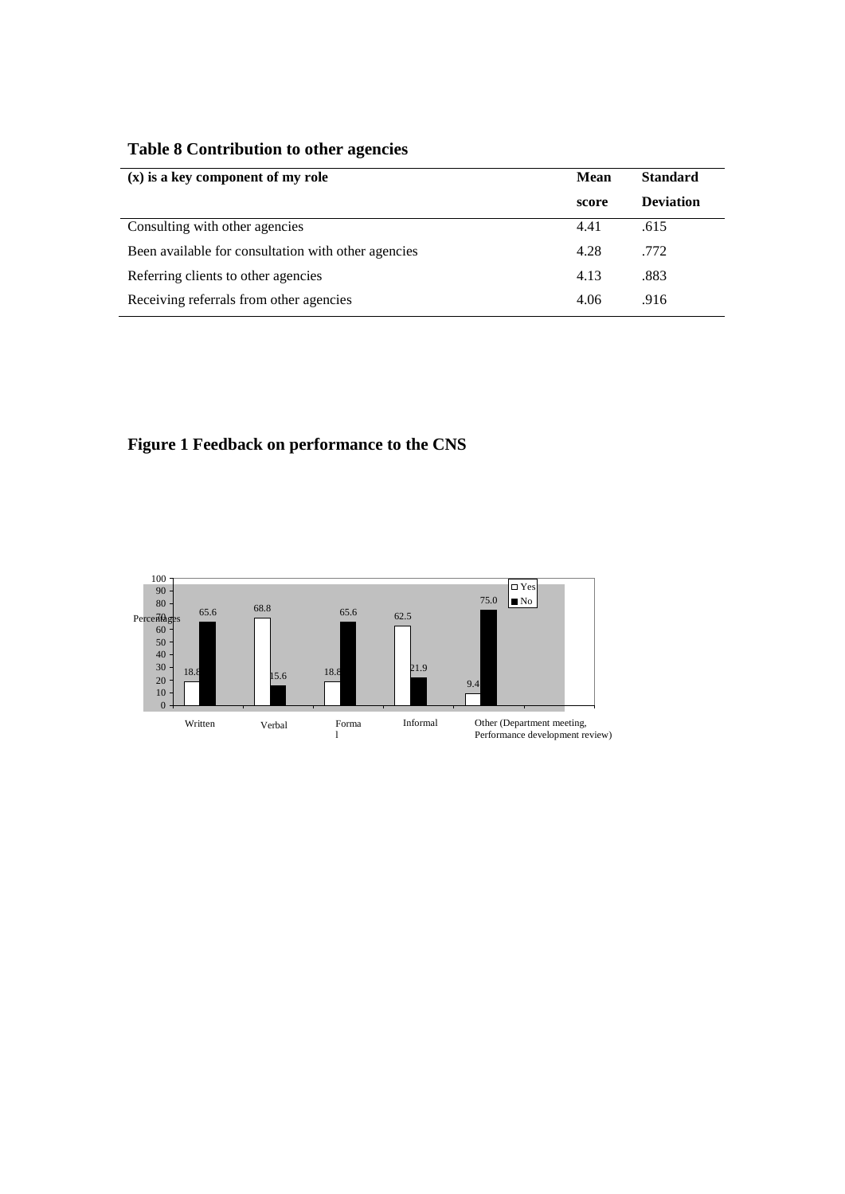**Table 8 Contribution to other agencies**

| (x) is a key component of my role | Mean score | Standard Deviation |
|---|---|---|
| Consulting with other agencies | 4.41 | .615 |
| Been available for consultation with other agencies | 4.28 | .772 |
| Referring clients to other agencies | 4.13 | .883 |
| Receiving referrals from other agencies | 4.06 | .916 |

**Figure 1 Feedback on performance to the CNS**

Percentages

100
90
80
70
60
50
40
30
20
10
0

Yes
No

18.8
65.6
68.8
15.6
18.8
65.6
62.5
21.9
9.4
75.0

Written
Verbal
Formal
Informal
Other (Department meeting, Performance development review)